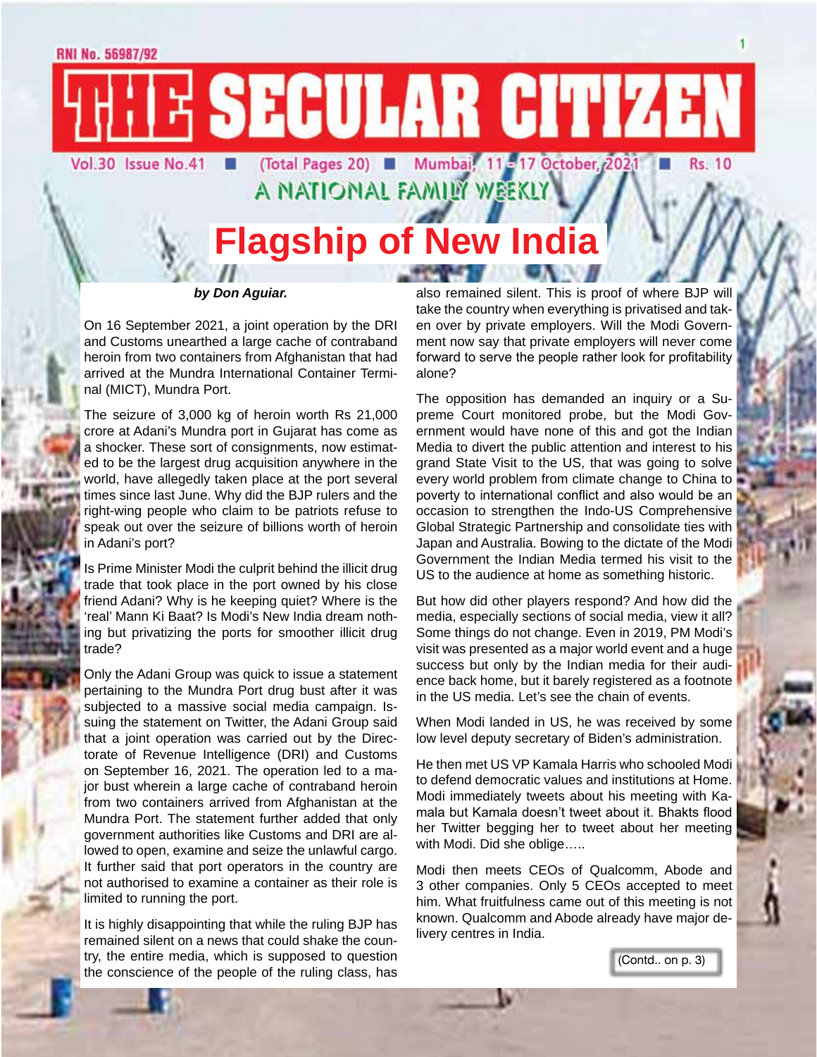RNI No. 56987/92

# THE SECULAR CITIZEN

Vol.30 Issue No.41 ■ (Total Pages 20) ■ Mumbai, 11 - 17 October, 2021 ■ Rs. 10

A NATIONAL FAMILY WEEKLY

## Flagship of New India

***by Don Aguiar.***

On 16 September 2021, a joint operation by the DRI and Customs unearthed a large cache of contraband heroin from two containers from Afghanistan that had arrived at the Mundra International Container Terminal (MICT), Mundra Port.

The seizure of 3,000 kg of heroin worth Rs 21,000 crore at Adani's Mundra port in Gujarat has come as a shocker. These sort of consignments, now estimated to be the largest drug acquisition anywhere in the world, have allegedly taken place at the port several times since last June. Why did the BJP rulers and the right-wing people who claim to be patriots refuse to speak out over the seizure of billions worth of heroin in Adani's port?

Is Prime Minister Modi the culprit behind the illicit drug trade that took place in the port owned by his close friend Adani? Why is he keeping quiet? Where is the 'real' Mann Ki Baat? Is Modi's New India dream nothing but privatizing the ports for smoother illicit drug trade?

Only the Adani Group was quick to issue a statement pertaining to the Mundra Port drug bust after it was subjected to a massive social media campaign. Issuing the statement on Twitter, the Adani Group said that a joint operation was carried out by the Directorate of Revenue Intelligence (DRI) and Customs on September 16, 2021. The operation led to a major bust wherein a large cache of contraband heroin from two containers arrived from Afghanistan at the Mundra Port. The statement further added that only government authorities like Customs and DRI are allowed to open, examine and seize the unlawful cargo. It further said that port operators in the country are not authorised to examine a container as their role is limited to running the port.

It is highly disappointing that while the ruling BJP has remained silent on a news that could shake the country, the entire media, which is supposed to question the conscience of the people of the ruling class, has also remained silent. This is proof of where BJP will take the country when everything is privatised and taken over by private employers. Will the Modi Government now say that private employers will never come forward to serve the people rather look for profitability alone?

The opposition has demanded an inquiry or a Supreme Court monitored probe, but the Modi Government would have none of this and got the Indian Media to divert the public attention and interest to his grand State Visit to the US, that was going to solve every world problem from climate change to China to poverty to international conflict and also would be an occasion to strengthen the Indo-US Comprehensive Global Strategic Partnership and consolidate ties with Japan and Australia. Bowing to the dictate of the Modi Government the Indian Media termed his visit to the US to the audience at home as something historic.

But how did other players respond? And how did the media, especially sections of social media, view it all? Some things do not change. Even in 2019, PM Modi's visit was presented as a major world event and a huge success but only by the Indian media for their audience back home, but it barely registered as a footnote in the US media. Let's see the chain of events.

When Modi landed in US, he was received by some low level deputy secretary of Biden's administration.

He then met US VP Kamala Harris who schooled Modi to defend democratic values and institutions at Home. Modi immediately tweets about his meeting with Kamala but Kamala doesn't tweet about it. Bhakts flood her Twitter begging her to tweet about her meeting with Modi. Did she oblige…..

Modi then meets CEOs of Qualcomm, Abode and 3 other companies. Only 5 CEOs accepted to meet him. What fruitfulness came out of this meeting is not known. Qualcomm and Abode already have major delivery centres in India.

(Contd.. on p. 3)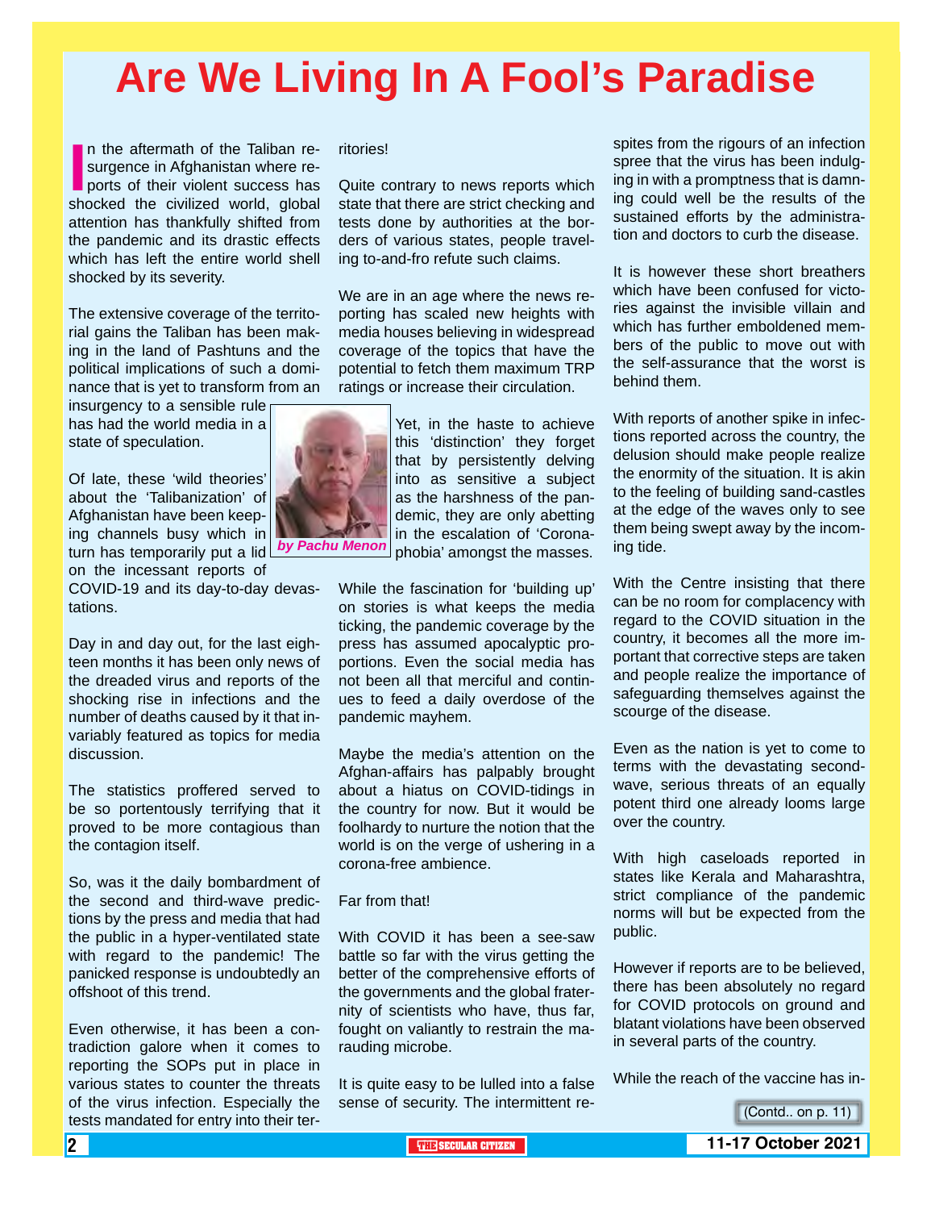# Are We Living In A Fool's Paradise

*by Pachu Menon*

In the aftermath of the Taliban resurgence in Afghanistan where reports of their violent success has shocked the civilized world, global attention has thankfully shifted from the pandemic and its drastic effects which has left the entire world shell shocked by its severity.

The extensive coverage of the territorial gains the Taliban has been making in the land of Pashtuns and the political implications of such a dominance that is yet to transform from an insurgency to a sensible rule has had the world media in a state of speculation.

Of late, these 'wild theories' about the 'Talibanization' of Afghanistan have been keeping channels busy which in turn has temporarily put a lid on the incessant reports of COVID-19 and its day-to-day devastations.

Day in and day out, for the last eighteen months it has been only news of the dreaded virus and reports of the shocking rise in infections and the number of deaths caused by it that invariably featured as topics for media discussion.

The statistics proffered served to be so portentously terrifying that it proved to be more contagious than the contagion itself.

So, was it the daily bombardment of the second and third-wave predictions by the press and media that had the public in a hyper-ventilated state with regard to the pandemic! The panicked response is undoubtedly an offshoot of this trend.

Even otherwise, it has been a contradiction galore when it comes to reporting the SOPs put in place in various states to counter the threats of the virus infection. Especially the tests mandated for entry into their territories!

Quite contrary to news reports which state that there are strict checking and tests done by authorities at the borders of various states, people traveling to-and-fro refute such claims.

We are in an age where the news reporting has scaled new heights with media houses believing in widespread coverage of the topics that have the potential to fetch them maximum TRP ratings or increase their circulation.

Yet, in the haste to achieve this 'distinction' they forget that by persistently delving into as sensitive a subject as the harshness of the pandemic, they are only abetting in the escalation of 'Coronaphobia' amongst the masses.

While the fascination for 'building up' on stories is what keeps the media ticking, the pandemic coverage by the press has assumed apocalyptic proportions. Even the social media has not been all that merciful and continues to feed a daily overdose of the pandemic mayhem.

Maybe the media's attention on the Afghan-affairs has palpably brought about a hiatus on COVID-tidings in the country for now. But it would be foolhardy to nurture the notion that the world is on the verge of ushering in a corona-free ambience.

Far from that!

With COVID it has been a see-saw battle so far with the virus getting the better of the comprehensive efforts of the governments and the global fraternity of scientists who have, thus far, fought on valiantly to restrain the marauding microbe.

It is quite easy to be lulled into a false sense of security. The intermittent respites from the rigours of an infection spree that the virus has been indulging in with a promptness that is damning could well be the results of the sustained efforts by the administration and doctors to curb the disease.

It is however these short breathers which have been confused for victories against the invisible villain and which has further emboldened members of the public to move out with the self-assurance that the worst is behind them.

With reports of another spike in infections reported across the country, the delusion should make people realize the enormity of the situation. It is akin to the feeling of building sand-castles at the edge of the waves only to see them being swept away by the incoming tide.

With the Centre insisting that there can be no room for complacency with regard to the COVID situation in the country, it becomes all the more important that corrective steps are taken and people realize the importance of safeguarding themselves against the scourge of the disease.

Even as the nation is yet to come to terms with the devastating second-wave, serious threats of an equally potent third one already looms large over the country.

With high caseloads reported in states like Kerala and Maharashtra, strict compliance of the pandemic norms will but be expected from the public.

However if reports are to be believed, there has been absolutely no regard for COVID protocols on ground and blatant violations have been observed in several parts of the country.

While the reach of the vaccine has in-

(Contd.. on p. 11)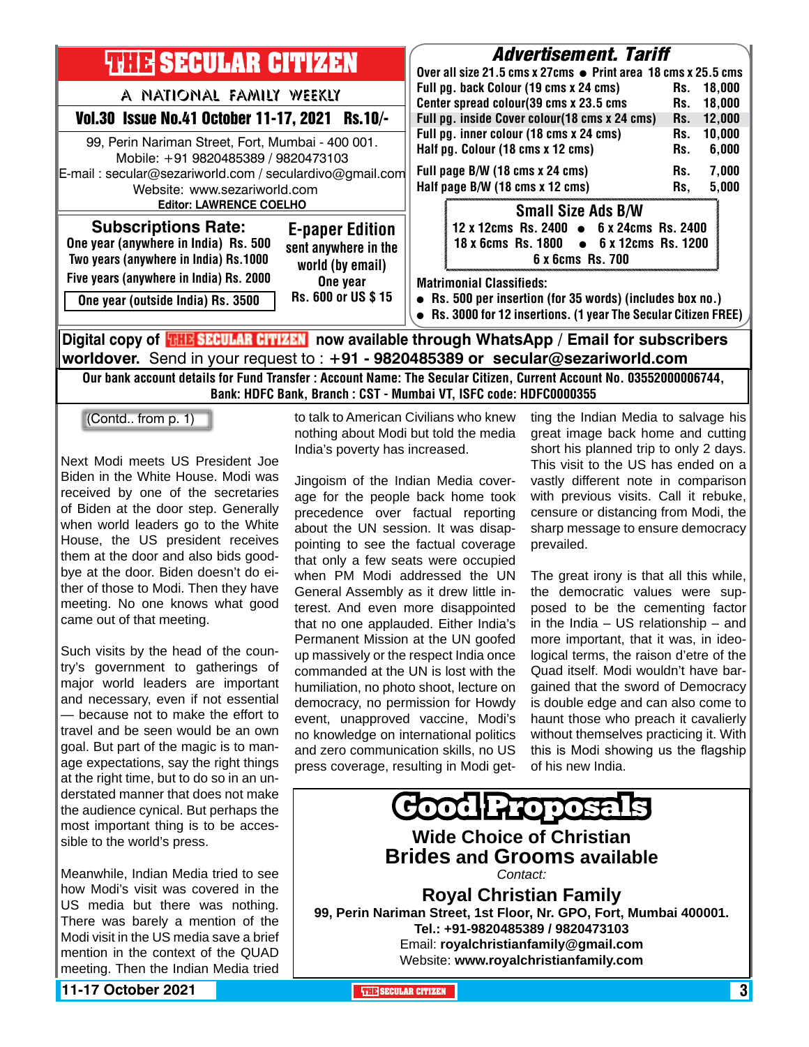# THE SECULAR CITIZEN

A NATIONAL FAMILY WEEKLY

**Vol.30 Issue No.41 October 11-17, 2021 Rs.10/-**

99, Perin Nariman Street, Fort, Mumbai - 400 001.
Mobile: +91 9820485389 / 9820473103
E-mail : secular@sezariworld.com / seculardivo@gmail.com
Website: www.sezariworld.com
**Editor: LAWRENCE COELHO**

## Subscriptions Rate:

- One year (anywhere in India) Rs. 500
- Two years (anywhere in India) Rs.1000
- Five years (anywhere in India) Rs. 2000
- One year (outside India) Rs. 3500

## E-paper Edition

sent anywhere in the world (by email)
One year
Rs. 600 or US $ 15

## *Advertisement. Tariff*

Over all size 21.5 cms x 27cms ● Print area 18 cms x 25.5 cms

| | |
|---|---|
| Full pg. back Colour (19 cms x 24 cms) | Rs. 18,000 |
| Center spread colour(39 cms x 23.5 cms | Rs. 18,000 |
| Full pg. inside Cover colour(18 cms x 24 cms) | Rs. 12,000 |
| Full pg. inner colour (18 cms x 24 cms) | Rs. 10,000 |
| Half pg. Colour (18 cms x 12 cms) | Rs. 6,000 |
| Full page B/W (18 cms x 24 cms) | Rs. 7,000 |
| Half page B/W (18 cms x 12 cms) | Rs, 5,000 |

### Small Size Ads B/W

12 x 12cms Rs. 2400 ● 6 x 24cms Rs. 2400
18 x 6cms Rs. 1800 ● 6 x 12cms Rs. 1200
6 x 6cms Rs. 700

**Matrimonial Classifieds:**

- Rs. 500 per insertion (for 35 words) (includes box no.)
- Rs. 3000 for 12 insertions. (1 year The Secular Citizen FREE)

**Digital copy of THE SECULAR CITIZEN now available through WhatsApp / Email for subscribers worldover.** Send in your request to : **+91 - 9820485389 or secular@sezariworld.com**

**Our bank account details for Fund Transfer : Account Name: The Secular Citizen, Current Account No. 03552000006744, Bank: HDFC Bank, Branch : CST - Mumbai VT, ISFC code: HDFC0000355**

(Contd.. from p. 1)

Next Modi meets US President Joe Biden in the White House. Modi was received by one of the secretaries of Biden at the door step. Generally when world leaders go to the White House, the US president receives them at the door and also bids goodbye at the door. Biden doesn't do either of those to Modi. Then they have meeting. No one knows what good came out of that meeting.

Such visits by the head of the country's government to gatherings of major world leaders are important and necessary, even if not essential — because not to make the effort to travel and be seen would be an own goal. But part of the magic is to manage expectations, say the right things at the right time, but to do so in an understated manner that does not make the audience cynical. But perhaps the most important thing is to be accessible to the world's press.

Meanwhile, Indian Media tried to see how Modi's visit was covered in the US media but there was nothing. There was barely a mention of the Modi visit in the US media save a brief mention in the context of the QUAD meeting. Then the Indian Media tried to talk to American Civilians who knew nothing about Modi but told the media India's poverty has increased.

Jingoism of the Indian Media coverage for the people back home took precedence over factual reporting about the UN session. It was disappointing to see the factual coverage that only a few seats were occupied when PM Modi addressed the UN General Assembly as it drew little interest. And even more disappointed that no one applauded. Either India's Permanent Mission at the UN goofed up massively or the respect India once commanded at the UN is lost with the humiliation, no photo shoot, lecture on democracy, no permission for Howdy event, unapproved vaccine, Modi's no knowledge on international politics and zero communication skills, no US press coverage, resulting in Modi getting the Indian Media to salvage his great image back home and cutting short his planned trip to only 2 days. This visit to the US has ended on a vastly different note in comparison with previous visits. Call it rebuke, censure or distancing from Modi, the sharp message to ensure democracy prevailed.

The great irony is that all this while, the democratic values were supposed to be the cementing factor in the India – US relationship – and more important, that it was, in ideological terms, the raison d'etre of the Quad itself. Modi wouldn't have bargained that the sword of Democracy is double edge and can also come to haunt those who preach it cavalierly without themselves practicing it. With this is Modi showing us the flagship of his new India.

# Good Proposals

**Wide Choice of Christian Brides and Grooms available**

*Contact:*

**Royal Christian Family**
**99, Perin Nariman Street, 1st Floor, Nr. GPO, Fort, Mumbai 400001.**
**Tel.: +91-9820485389 / 9820473103**
Email: **royalchristianfamily@gmail.com**
Website: **www.royalchristianfamily.com**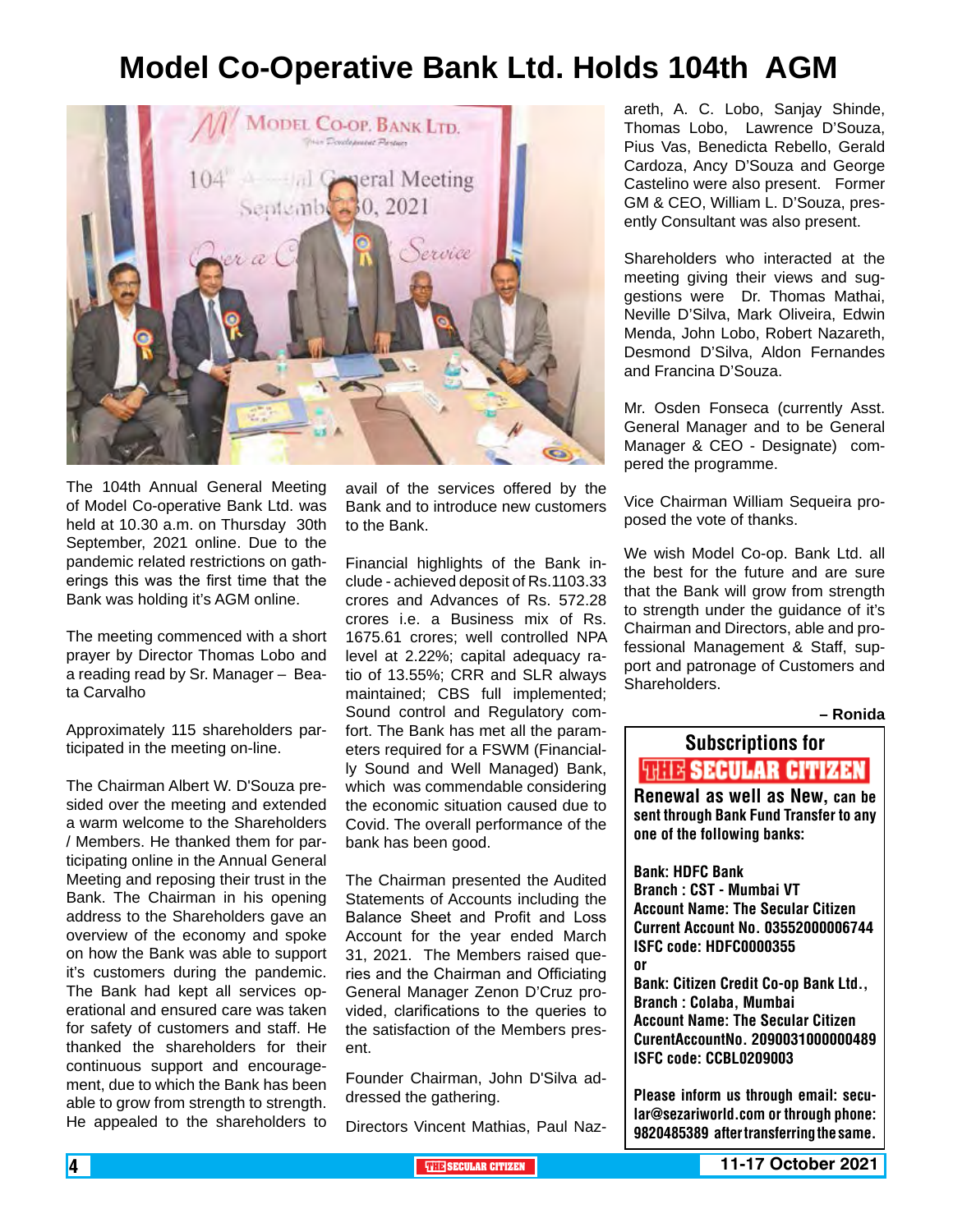# Model Co-Operative Bank Ltd. Holds 104th AGM

The 104th Annual General Meeting of Model Co-operative Bank Ltd. was held at 10.30 a.m. on Thursday 30th September, 2021 online. Due to the pandemic related restrictions on gatherings this was the first time that the Bank was holding it's AGM online.

The meeting commenced with a short prayer by Director Thomas Lobo and a reading read by Sr. Manager – Beata Carvalho

Approximately 115 shareholders participated in the meeting on-line.

The Chairman Albert W. D'Souza presided over the meeting and extended a warm welcome to the Shareholders / Members. He thanked them for participating online in the Annual General Meeting and reposing their trust in the Bank. The Chairman in his opening address to the Shareholders gave an overview of the economy and spoke on how the Bank was able to support it's customers during the pandemic. The Bank had kept all services operational and ensured care was taken for safety of customers and staff. He thanked the shareholders for their continuous support and encouragement, due to which the Bank has been able to grow from strength to strength. He appealed to the shareholders to avail of the services offered by the Bank and to introduce new customers to the Bank.

Financial highlights of the Bank include - achieved deposit of Rs.1103.33 crores and Advances of Rs. 572.28 crores i.e. a Business mix of Rs. 1675.61 crores; well controlled NPA level at 2.22%; capital adequacy ratio of 13.55%; CRR and SLR always maintained; CBS full implemented; Sound control and Regulatory comfort. The Bank has met all the parameters required for a FSWM (Financially Sound and Well Managed) Bank, which was commendable considering the economic situation caused due to Covid. The overall performance of the bank has been good.

The Chairman presented the Audited Statements of Accounts including the Balance Sheet and Profit and Loss Account for the year ended March 31, 2021. The Members raised queries and the Chairman and Officiating General Manager Zenon D'Cruz provided, clarifications to the queries to the satisfaction of the Members present.

Founder Chairman, John D'Silva addressed the gathering.

Directors Vincent Mathias, Paul Nazareth, A. C. Lobo, Sanjay Shinde, Thomas Lobo, Lawrence D'Souza, Pius Vas, Benedicta Rebello, Gerald Cardoza, Ancy D'Souza and George Castelino were also present. Former GM & CEO, William L. D'Souza, presently Consultant was also present.

Shareholders who interacted at the meeting giving their views and suggestions were Dr. Thomas Mathai, Neville D'Silva, Mark Oliveira, Edwin Menda, John Lobo, Robert Nazareth, Desmond D'Silva, Aldon Fernandes and Francina D'Souza.

Mr. Osden Fonseca (currently Asst. General Manager and to be General Manager & CEO - Designate) compered the programme.

Vice Chairman William Sequeira proposed the vote of thanks.

We wish Model Co-op. Bank Ltd. all the best for the future and are sure that the Bank will grow from strength to strength under the guidance of it's Chairman and Directors, able and professional Management & Staff, support and patronage of Customers and Shareholders.

**– Ronida**

---

**Subscriptions for THE SECULAR CITIZEN**

**Renewal as well as New, can be sent through Bank Fund Transfer to any one of the following banks:**

**Bank: HDFC Bank**
**Branch : CST - Mumbai VT**
**Account Name: The Secular Citizen**
**Current Account No. 03552000006744**
**ISFC code: HDFC0000355**
**or**
**Bank: Citizen Credit Co-op Bank Ltd.,**
**Branch : Colaba, Mumbai**
**Account Name: The Secular Citizen**
**CurentAccountNo. 2090031000000489**
**ISFC code: CCBL0209003**

**Please inform us through email: secular@sezariworld.com or through phone: 9820485389 after transferring the same.**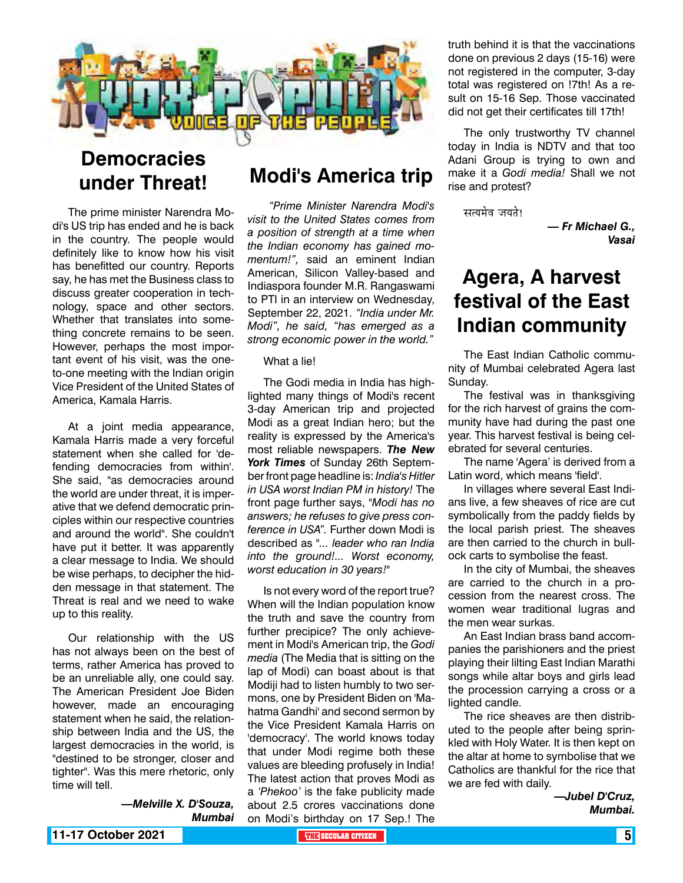# Democracies under Threat!

The prime minister Narendra Modi's US trip has ended and he is back in the country. The people would definitely like to know how his visit has benefitted our country. Reports say, he has met the Business class to discuss greater cooperation in technology, space and other sectors. Whether that translates into something concrete remains to be seen. However, perhaps the most important event of his visit, was the one-to-one meeting with the Indian origin Vice President of the United States of America, Kamala Harris.

At a joint media appearance, Kamala Harris made a very forceful statement when she called for 'defending democracies from within'. She said, "as democracies around the world are under threat, it is imperative that we defend democratic principles within our respective countries and around the world". She couldn't have put it better. It was apparently a clear message to India. We should be wise perhaps, to decipher the hidden message in that statement. The Threat is real and we need to wake up to this reality.

Our relationship with the US has not always been on the best of terms, rather America has proved to be an unreliable ally, one could say. The American President Joe Biden however, made an encouraging statement when he said, the relationship between India and the US, the largest democracies in the world, is "destined to be stronger, closer and tighter". Was this mere rhetoric, only time will tell.

***—Melville X. D'Souza, Mumbai***

# Modi's America trip

*"Prime Minister Narendra Modi's visit to the United States comes from a position of strength at a time when the Indian economy has gained momentum!",* said an eminent Indian American, Silicon Valley-based and Indiaspora founder M.R. Rangaswami to PTI in an interview on Wednesday, September 22, 2021. *"India under Mr. Modi", he said, "has emerged as a strong economic power in the world."*

What a lie!

The Godi media in India has highlighted many things of Modi's recent 3-day American trip and projected Modi as a great Indian hero; but the reality is expressed by the America's most reliable newspapers. ***The New York Times*** of Sunday 26th September front page headline is: *India's Hitler in USA worst Indian PM in history!* The front page further says, "*Modi has no answers; he refuses to give press conference in USA*". Further down Modi is described as "*... leader who ran India into the ground!... Worst economy, worst education in 30 years!*"

Is not every word of the report true? When will the Indian population know the truth and save the country from further precipice? The only achievement in Modi's American trip, the *Godi media* (The Media that is sitting on the lap of Modi) can boast about is that Modiji had to listen humbly to two sermons, one by President Biden on 'Mahatma Gandhi' and second sermon by the Vice President Kamala Harris on 'democracy'. The world knows today that under Modi regime both these values are bleeding profusely in India! The latest action that proves Modi as a *'Phekoo'* is the fake publicity made about 2.5 crores vaccinations done on Modi's birthday on 17 Sep.! The truth behind it is that the vaccinations done on previous 2 days (15-16) were not registered in the computer, 3-day total was registered on !7th! As a result on 15-16 Sep. Those vaccinated did not get their certificates till 17th!

The only trustworthy TV channel today in India is NDTV and that too Adani Group is trying to own and make it a *Godi media!* Shall we not rise and protest?

सत्यमेव जयते!

***— Fr Michael G., Vasai***

# Agera, A harvest festival of the East Indian community

The East Indian Catholic community of Mumbai celebrated Agera last Sunday.

The festival was in thanksgiving for the rich harvest of grains the community have had during the past one year. This harvest festival is being celebrated for several centuries.

The name 'Agera' is derived from a Latin word, which means 'field'.

In villages where several East Indians live, a few sheaves of rice are cut symbolically from the paddy fields by the local parish priest. The sheaves are then carried to the church in bullock carts to symbolise the feast.

In the city of Mumbai, the sheaves are carried to the church in a procession from the nearest cross. The women wear traditional lugras and the men wear surkas.

An East Indian brass band accompanies the parishioners and the priest playing their lilting East Indian Marathi songs while altar boys and girls lead the procession carrying a cross or a lighted candle.

The rice sheaves are then distributed to the people after being sprinkled with Holy Water. It is then kept on the altar at home to symbolise that we Catholics are thankful for the rice that we are fed with daily.

***—Jubel D'Cruz, Mumbai.***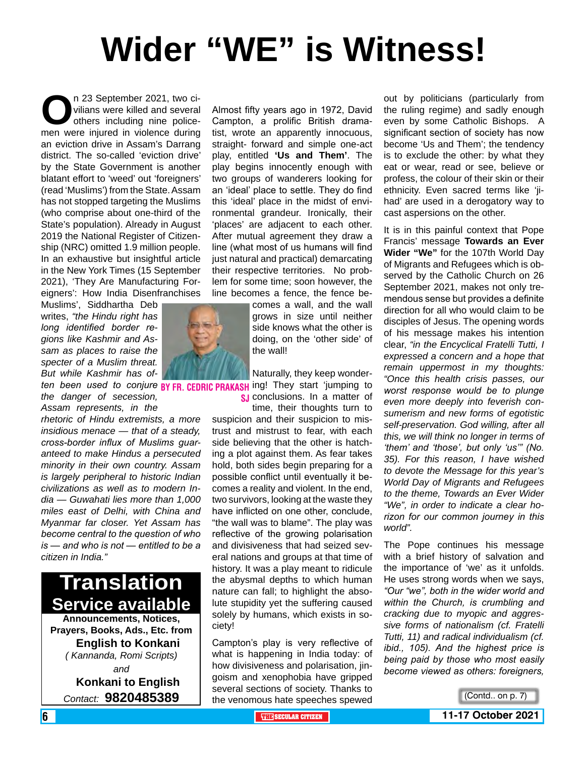# Wider "WE" is Witness!

**BY FR. CEDRIC PRAKASH SJ**

On 23 September 2021, two civilians were killed and several others including nine policemen were injured in violence during an eviction drive in Assam's Darrang district. The so-called 'eviction drive' by the State Government is another blatant effort to 'weed' out 'foreigners' (read 'Muslims') from the State. Assam has not stopped targeting the Muslims (who comprise about one-third of the State's population). Already in August 2019 the National Register of Citizenship (NRC) omitted 1.9 million people. In an exhaustive but insightful article in the New York Times (15 September 2021), 'They Are Manufacturing Foreigners': How India Disenfranchises Muslims', Siddhartha Deb writes, *"the Hindu right has long identified border regions like Kashmir and Assam as places to raise the specter of a Muslim threat. But while Kashmir has often been used to conjure the danger of secession, Assam represents, in the rhetoric of Hindu extremists, a more insidious menace — that of a steady, cross-border influx of Muslims guaranteed to make Hindus a persecuted minority in their own country. Assam is largely peripheral to historic Indian civilizations as well as to modern India — Guwahati lies more than 1,000 miles east of Delhi, with China and Myanmar far closer. Yet Assam has become central to the question of who is — and who is not — entitled to be a citizen in India."*

Almost fifty years ago in 1972, David Campton, a prolific British dramatist, wrote an apparently innocuous, straight- forward and simple one-act play, entitled **'Us and Them'**. The play begins innocently enough with two groups of wanderers looking for an 'ideal' place to settle. They do find this 'ideal' place in the midst of environmental grandeur. Ironically, their 'places' are adjacent to each other. After mutual agreement they draw a line (what most of us humans will find just natural and practical) demarcating their respective territories. No problem for some time; soon however, the line becomes a fence, the fence becomes a wall, and the wall grows in size until neither side knows what the other is doing, on the 'other side' of the wall!

Naturally, they keep wondering! They start 'jumping to conclusions. In a matter of time, their thoughts turn to suspicion and their suspicion to mistrust and mistrust to fear, with each side believing that the other is hatching a plot against them. As fear takes hold, both sides begin preparing for a possible conflict until eventually it becomes a reality and violent. In the end, two survivors, looking at the waste they have inflicted on one other, conclude, "the wall was to blame". The play was reflective of the growing polarisation and divisiveness that had seized several nations and groups at that time of history. It was a play meant to ridicule the abysmal depths to which human nature can fall; to highlight the absolute stupidity yet the suffering caused solely by humans, which exists in society!

Campton's play is very reflective of what is happening in India today: of how divisiveness and polarisation, jingoism and xenophobia have gripped several sections of society. Thanks to the venomous hate speeches spewed out by politicians (particularly from the ruling regime) and sadly enough even by some Catholic Bishops. A significant section of society has now become 'Us and Them'; the tendency is to exclude the other: by what they eat or wear, read or see, believe or profess, the colour of their skin or their ethnicity. Even sacred terms like 'jihad' are used in a derogatory way to cast aspersions on the other.

It is in this painful context that Pope Francis' message **Towards an Ever Wider "We"** for the 107th World Day of Migrants and Refugees which is observed by the Catholic Church on 26 September 2021, makes not only tremendous sense but provides a definite direction for all who would claim to be disciples of Jesus. The opening words of his message makes his intention clear, *"in the Encyclical Fratelli Tutti, I expressed a concern and a hope that remain uppermost in my thoughts: "Once this health crisis passes, our worst response would be to plunge even more deeply into feverish consumerism and new forms of egotistic self-preservation. God willing, after all this, we will think no longer in terms of 'them' and 'those', but only 'us'" (No. 35). For this reason, I have wished to devote the Message for this year's World Day of Migrants and Refugees to the theme, Towards an Ever Wider "We", in order to indicate a clear horizon for our common journey in this world".*

The Pope continues his message with a brief history of salvation and the importance of 'we' as it unfolds. He uses strong words when we says, *"Our "we", both in the wider world and within the Church, is crumbling and cracking due to myopic and aggressive forms of nationalism (cf. Fratelli Tutti, 11) and radical individualism (cf. ibid., 105). And the highest price is being paid by those who most easily become viewed as others: foreigners,*

(Contd.. on p. 7)

---

**Translation Service available**

**Announcements, Notices, Prayers, Books, Ads., Etc. from**

**English to Konkani**

*( Kannanda, Romi Scripts)*

*and*

**Konkani to English**

*Contact:* **9820485389**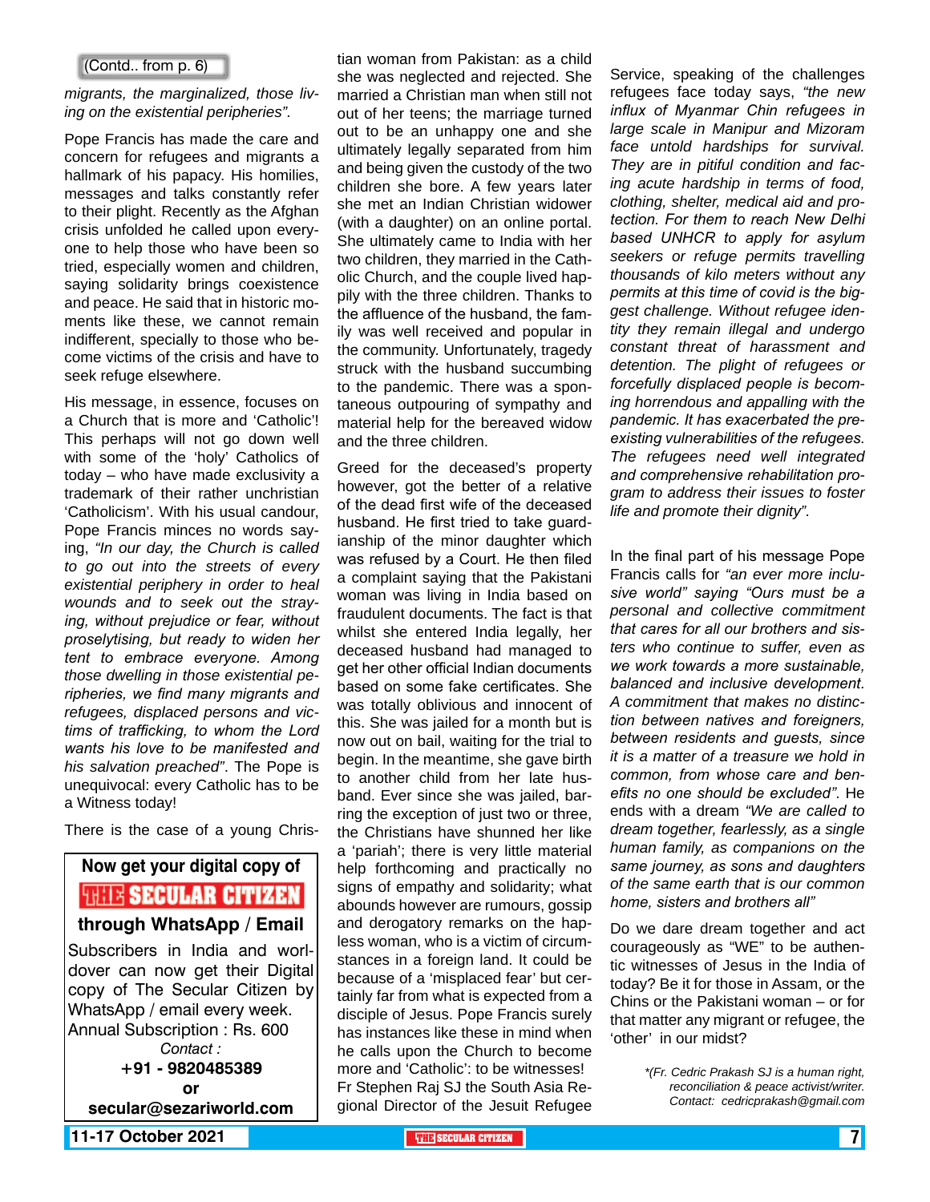(Contd.. from p. 6)

*migrants, the marginalized, those living on the existential peripheries".*

Pope Francis has made the care and concern for refugees and migrants a hallmark of his papacy. His homilies, messages and talks constantly refer to their plight. Recently as the Afghan crisis unfolded he called upon everyone to help those who have been so tried, especially women and children, saying solidarity brings coexistence and peace. He said that in historic moments like these, we cannot remain indifferent, specially to those who become victims of the crisis and have to seek refuge elsewhere.

His message, in essence, focuses on a Church that is more and 'Catholic'! This perhaps will not go down well with some of the 'holy' Catholics of today – who have made exclusivity a trademark of their rather unchristian 'Catholicism'. With his usual candour, Pope Francis minces no words saying, *"In our day, the Church is called to go out into the streets of every existential periphery in order to heal wounds and to seek out the straying, without prejudice or fear, without proselytising, but ready to widen her tent to embrace everyone. Among those dwelling in those existential peripheries, we find many migrants and refugees, displaced persons and victims of trafficking, to whom the Lord wants his love to be manifested and his salvation preached"*. The Pope is unequivocal: every Catholic has to be a Witness today!

There is the case of a young Christian woman from Pakistan: as a child she was neglected and rejected. She married a Christian man when still not out of her teens; the marriage turned out to be an unhappy one and she ultimately legally separated from him and being given the custody of the two children she bore. A few years later she met an Indian Christian widower (with a daughter) on an online portal. She ultimately came to India with her two children, they married in the Catholic Church, and the couple lived happily with the three children. Thanks to the affluence of the husband, the family was well received and popular in the community. Unfortunately, tragedy struck with the husband succumbing to the pandemic. There was a spontaneous outpouring of sympathy and material help for the bereaved widow and the three children.

Greed for the deceased's property however, got the better of a relative of the dead first wife of the deceased husband. He first tried to take guardianship of the minor daughter which was refused by a Court. He then filed a complaint saying that the Pakistani woman was living in India based on fraudulent documents. The fact is that whilst she entered India legally, her deceased husband had managed to get her other official Indian documents based on some fake certificates. She was totally oblivious and innocent of this. She was jailed for a month but is now out on bail, waiting for the trial to begin. In the meantime, she gave birth to another child from her late husband. Ever since she was jailed, barring the exception of just two or three, the Christians have shunned her like a 'pariah'; there is very little material help forthcoming and practically no signs of empathy and solidarity; what abounds however are rumours, gossip and derogatory remarks on the hapless woman, who is a victim of circumstances in a foreign land. It could be because of a 'misplaced fear' but certainly far from what is expected from a disciple of Jesus. Pope Francis surely has instances like these in mind when he calls upon the Church to become more and 'Catholic': to be witnesses! Fr Stephen Raj SJ the South Asia Regional Director of the Jesuit Refugee Service, speaking of the challenges refugees face today says, *"the new influx of Myanmar Chin refugees in large scale in Manipur and Mizoram face untold hardships for survival. They are in pitiful condition and facing acute hardship in terms of food, clothing, shelter, medical aid and protection. For them to reach New Delhi based UNHCR to apply for asylum seekers or refuge permits travelling thousands of kilo meters without any permits at this time of covid is the biggest challenge. Without refugee identity they remain illegal and undergo constant threat of harassment and detention. The plight of refugees or forcefully displaced people is becoming horrendous and appalling with the pandemic. It has exacerbated the pre-existing vulnerabilities of the refugees. The refugees need well integrated and comprehensive rehabilitation program to address their issues to foster life and promote their dignity".*

In the final part of his message Pope Francis calls for *"an ever more inclusive world"* saying *"Ours must be a personal and collective commitment that cares for all our brothers and sisters who continue to suffer, even as we work towards a more sustainable, balanced and inclusive development. A commitment that makes no distinction between natives and foreigners, between residents and guests, since it is a matter of a treasure we hold in common, from whose care and benefits no one should be excluded"*. He ends with a dream *"We are called to dream together, fearlessly, as a single human family, as companions on the same journey, as sons and daughters of the same earth that is our common home, sisters and brothers all"*

Do we dare dream together and act courageously as "WE" to be authentic witnesses of Jesus in the India of today? Be it for those in Assam, or the Chins or the Pakistani woman – or for that matter any migrant or refugee, the 'other' in our midst?

*\*(Fr. Cedric Prakash SJ is a human right, reconciliation & peace activist/writer. Contact: cedricprakash@gmail.com*

---

**Now get your digital copy of THE SECULAR CITIZEN**
**through WhatsApp / Email**

Subscribers in India and worldover can now get their Digital copy of The Secular Citizen by WhatsApp / email every week.
Annual Subscription : Rs. 600
*Contact :*
**+91 - 9820485389**
**or**
**secular@sezariworld.com**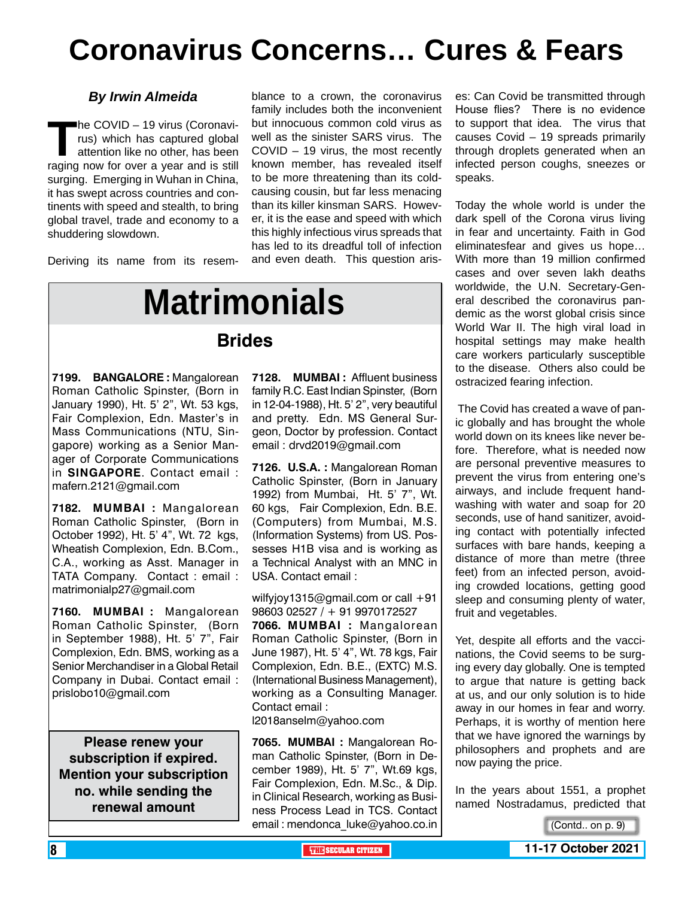# Coronavirus Concerns… Cures & Fears

***By Irwin Almeida***

The COVID – 19 virus (Coronavirus) which has captured global attention like no other, has been raging now for over a year and is still surging. Emerging in Wuhan in China, it has swept across countries and continents with speed and stealth, to bring global travel, trade and economy to a shuddering slowdown.

Deriving its name from its resemblance to a crown, the coronavirus family includes both the inconvenient but innocuous common cold virus as well as the sinister SARS virus. The COVID – 19 virus, the most recently known member, has revealed itself to be more threatening than its cold-causing cousin, but far less menacing than its killer kinsman SARS. However, it is the ease and speed with which this highly infectious virus spreads that has led to its dreadful toll of infection and even death. This question arises: Can Covid be transmitted through House flies? There is no evidence to support that idea. The virus that causes Covid – 19 spreads primarily through droplets generated when an infected person coughs, sneezes or speaks.

Today the whole world is under the dark spell of the Corona virus living in fear and uncertainty. Faith in God eliminatesfear and gives us hope… With more than 19 million confirmed cases and over seven lakh deaths worldwide, the U.N. Secretary-General described the coronavirus pandemic as the worst global crisis since World War II. The high viral load in hospital settings may make health care workers particularly susceptible to the disease. Others also could be ostracized fearing infection.

The Covid has created a wave of panic globally and has brought the whole world down on its knees like never before. Therefore, what is needed now are personal preventive measures to prevent the virus from entering one's airways, and include frequent handwashing with water and soap for 20 seconds, use of hand sanitizer, avoiding contact with potentially infected surfaces with bare hands, keeping a distance of more than metre (three feet) from an infected person, avoiding crowded locations, getting good sleep and consuming plenty of water, fruit and vegetables.

Yet, despite all efforts and the vaccinations, the Covid seems to be surging every day globally. One is tempted to argue that nature is getting back at us, and our only solution is to hide away in our homes in fear and worry. Perhaps, it is worthy of mention here that we have ignored the warnings by philosophers and prophets and are now paying the price.

In the years about 1551, a prophet named Nostradamus, predicted that

(Contd.. on p. 9)

# Matrimonials

## Brides

**7199. BANGALORE :** Mangalorean Roman Catholic Spinster, (Born in January 1990), Ht. 5' 2", Wt. 53 kgs, Fair Complexion, Edn. Master's in Mass Communications (NTU, Singapore) working as a Senior Manager of Corporate Communications in **SINGAPORE**. Contact email : mafern.2121@gmail.com

**7182. MUMBAI :** Mangalorean Roman Catholic Spinster, (Born in October 1992), Ht. 5' 4", Wt. 72 kgs, Wheatish Complexion, Edn. B.Com., C.A., working as Asst. Manager in TATA Company. Contact : email : matrimonialp27@gmail.com

**7160. MUMBAI :** Mangalorean Roman Catholic Spinster, (Born in September 1988), Ht. 5' 7", Fair Complexion, Edn. BMS, working as a Senior Merchandiser in a Global Retail Company in Dubai. Contact email : prislobo10@gmail.com

**Please renew your subscription if expired. Mention your subscription no. while sending the renewal amount**

**7128. MUMBAI :** Affluent business family R.C. East Indian Spinster, (Born in 12-04-1988), Ht. 5' 2", very beautiful and pretty. Edn. MS General Surgeon, Doctor by profession. Contact email : drvd2019@gmail.com

**7126. U.S.A. :** Mangalorean Roman Catholic Spinster, (Born in January 1992) from Mumbai, Ht. 5' 7", Wt. 60 kgs, Fair Complexion, Edn. B.E. (Computers) from Mumbai, M.S. (Information Systems) from US. Possesses H1B visa and is working as a Technical Analyst with an MNC in USA. Contact email :

wilfyjoy1315@gmail.com or call +91 98603 02527 / + 91 9970172527

**7066. MUMBAI :** Mangalorean Roman Catholic Spinster, (Born in June 1987), Ht. 5' 4", Wt. 78 kgs, Fair Complexion, Edn. B.E., (EXTC) M.S. (International Business Management), working as a Consulting Manager. Contact email : l2018anselm@yahoo.com

**7065. MUMBAI :** Mangalorean Roman Catholic Spinster, (Born in December 1989), Ht. 5' 7", Wt.69 kgs, Fair Complexion, Edn. M.Sc., & Dip. in Clinical Research, working as Business Process Lead in TCS. Contact email : mendonca_luke@yahoo.co.in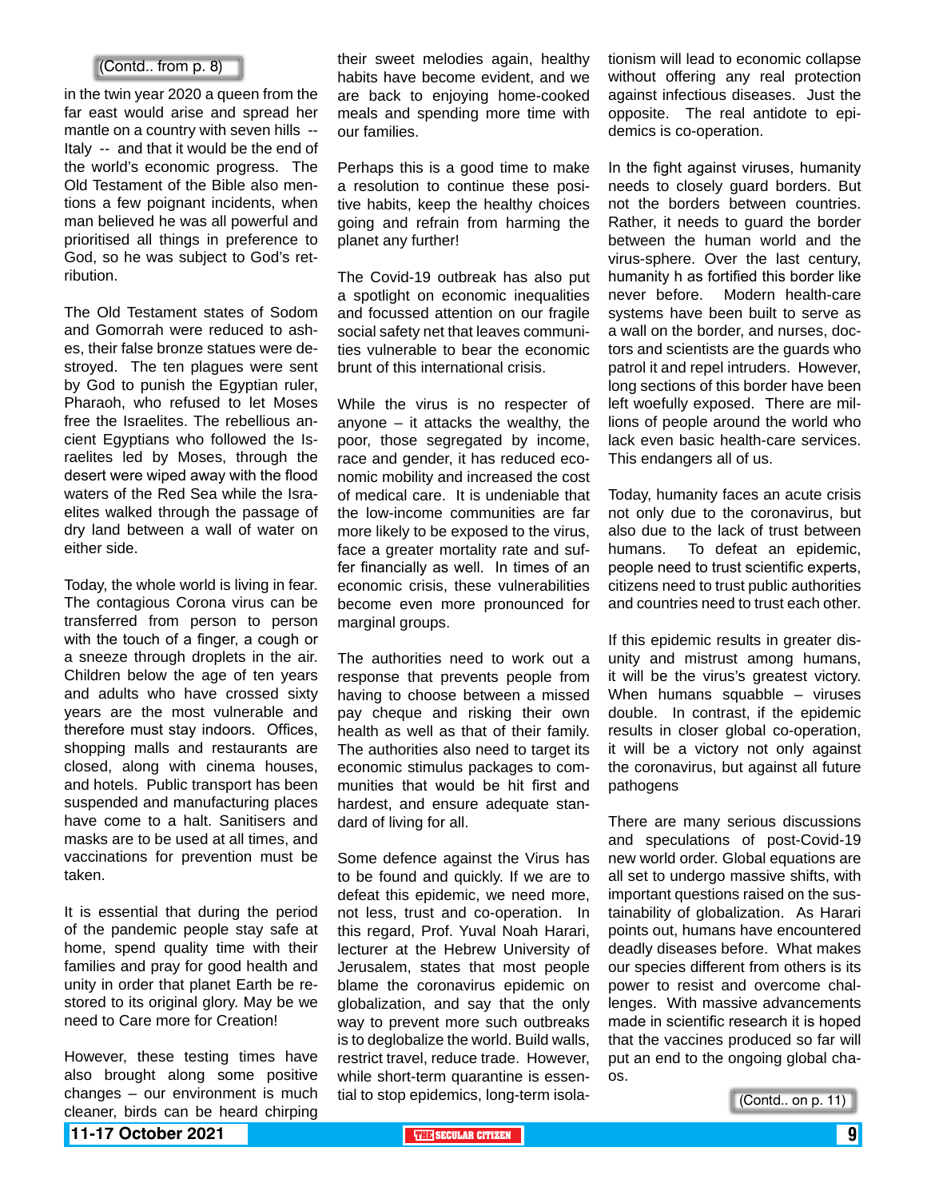(Contd.. from p. 8)

in the twin year 2020 a queen from the far east would arise and spread her mantle on a country with seven hills -- Italy -- and that it would be the end of the world's economic progress. The Old Testament of the Bible also mentions a few poignant incidents, when man believed he was all powerful and prioritised all things in preference to God, so he was subject to God's retribution.

The Old Testament states of Sodom and Gomorrah were reduced to ashes, their false bronze statues were destroyed. The ten plagues were sent by God to punish the Egyptian ruler, Pharaoh, who refused to let Moses free the Israelites. The rebellious ancient Egyptians who followed the Israelites led by Moses, through the desert were wiped away with the flood waters of the Red Sea while the Israelites walked through the passage of dry land between a wall of water on either side.

Today, the whole world is living in fear. The contagious Corona virus can be transferred from person to person with the touch of a finger, a cough or a sneeze through droplets in the air. Children below the age of ten years and adults who have crossed sixty years are the most vulnerable and therefore must stay indoors. Offices, shopping malls and restaurants are closed, along with cinema houses, and hotels. Public transport has been suspended and manufacturing places have come to a halt. Sanitisers and masks are to be used at all times, and vaccinations for prevention must be taken.

It is essential that during the period of the pandemic people stay safe at home, spend quality time with their families and pray for good health and unity in order that planet Earth be restored to its original glory. May be we need to Care more for Creation!

However, these testing times have also brought along some positive changes – our environment is much cleaner, birds can be heard chirping their sweet melodies again, healthy habits have become evident, and we are back to enjoying home-cooked meals and spending more time with our families.

Perhaps this is a good time to make a resolution to continue these positive habits, keep the healthy choices going and refrain from harming the planet any further!

The Covid-19 outbreak has also put a spotlight on economic inequalities and focussed attention on our fragile social safety net that leaves communities vulnerable to bear the economic brunt of this international crisis.

While the virus is no respecter of anyone – it attacks the wealthy, the poor, those segregated by income, race and gender, it has reduced economic mobility and increased the cost of medical care. It is undeniable that the low-income communities are far more likely to be exposed to the virus, face a greater mortality rate and suffer financially as well. In times of an economic crisis, these vulnerabilities become even more pronounced for marginal groups.

The authorities need to work out a response that prevents people from having to choose between a missed pay cheque and risking their own health as well as that of their family. The authorities also need to target its economic stimulus packages to communities that would be hit first and hardest, and ensure adequate standard of living for all.

Some defence against the Virus has to be found and quickly. If we are to defeat this epidemic, we need more, not less, trust and co-operation. In this regard, Prof. Yuval Noah Harari, lecturer at the Hebrew University of Jerusalem, states that most people blame the coronavirus epidemic on globalization, and say that the only way to prevent more such outbreaks is to deglobalize the world. Build walls, restrict travel, reduce trade. However, while short-term quarantine is essential to stop epidemics, long-term isolationism will lead to economic collapse without offering any real protection against infectious diseases. Just the opposite. The real antidote to epidemics is co-operation.

In the fight against viruses, humanity needs to closely guard borders. But not the borders between countries. Rather, it needs to guard the border between the human world and the virus-sphere. Over the last century, humanity h as fortified this border like never before. Modern health-care systems have been built to serve as a wall on the border, and nurses, doctors and scientists are the guards who patrol it and repel intruders. However, long sections of this border have been left woefully exposed. There are millions of people around the world who lack even basic health-care services. This endangers all of us.

Today, humanity faces an acute crisis not only due to the coronavirus, but also due to the lack of trust between humans. To defeat an epidemic, people need to trust scientific experts, citizens need to trust public authorities and countries need to trust each other.

If this epidemic results in greater disunity and mistrust among humans, it will be the virus's greatest victory. When humans squabble – viruses double. In contrast, if the epidemic results in closer global co-operation, it will be a victory not only against the coronavirus, but against all future pathogens

There are many serious discussions and speculations of post-Covid-19 new world order. Global equations are all set to undergo massive shifts, with important questions raised on the sustainability of globalization. As Harari points out, humans have encountered deadly diseases before. What makes our species different from others is its power to resist and overcome challenges. With massive advancements made in scientific research it is hoped that the vaccines produced so far will put an end to the ongoing global chaos.

(Contd.. on p. 11)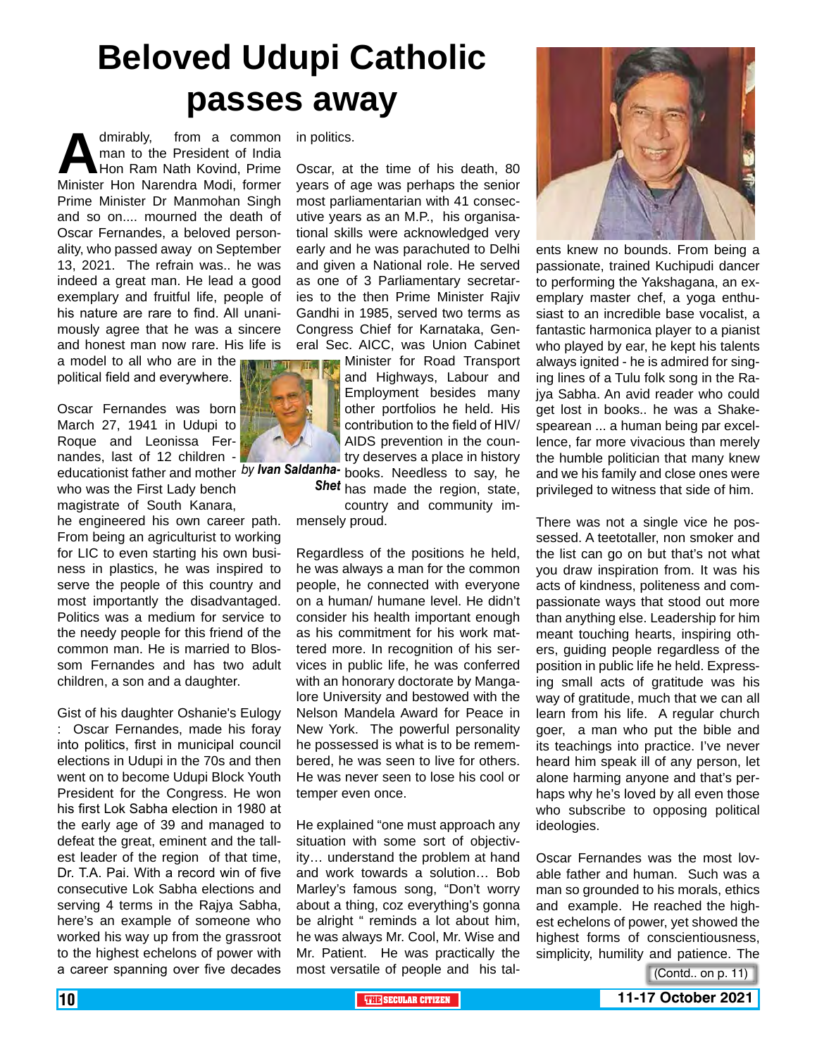# Beloved Udupi Catholic passes away

*by Ivan Saldanha-Shet*

Admirably, from a common man to the President of India Hon Ram Nath Kovind, Prime Minister Hon Narendra Modi, former Prime Minister Dr Manmohan Singh and so on.... mourned the death of Oscar Fernandes, a beloved personality, who passed away on September 13, 2021. The refrain was.. he was indeed a great man. He lead a good exemplary and fruitful life, people of his nature are rare to find. All unanimously agree that he was a sincere and honest man now rare. His life is a model to all who are in the political field and everywhere.

Oscar Fernandes was born March 27, 1941 in Udupi to Roque and Leonissa Fernandes, last of 12 children - educationist father and mother who was the First Lady bench magistrate of South Kanara, he engineered his own career path. From being an agriculturist to working for LIC to even starting his own business in plastics, he was inspired to serve the people of this country and most importantly the disadvantaged. Politics was a medium for service to the needy people for this friend of the common man. He is married to Blossom Fernandes and has two adult children, a son and a daughter.

Gist of his daughter Oshanie's Eulogy : Oscar Fernandes, made his foray into politics, first in municipal council elections in Udupi in the 70s and then went on to become Udupi Block Youth President for the Congress. He won his first Lok Sabha election in 1980 at the early age of 39 and managed to defeat the great, eminent and the tallest leader of the region of that time, Dr. T.A. Pai. With a record win of five consecutive Lok Sabha elections and serving 4 terms in the Rajya Sabha, here's an example of someone who worked his way up from the grassroot to the highest echelons of power with a career spanning over five decades in politics.

Oscar, at the time of his death, 80 years of age was perhaps the senior most parliamentarian with 41 consecutive years as an M.P., his organisational skills were acknowledged very early and he was parachuted to Delhi and given a National role. He served as one of 3 Parliamentary secretaries to the then Prime Minister Rajiv Gandhi in 1985, served two terms as Congress Chief for Karnataka, General Sec. AICC, was Union Cabinet Minister for Road Transport and Highways, Labour and Employment besides many other portfolios he held. His contribution to the field of HIV/ AIDS prevention in the country deserves a place in history books. Needless to say, he has made the region, state, country and community immensely proud.

Regardless of the positions he held, he was always a man for the common people, he connected with everyone on a human/ humane level. He didn't consider his health important enough as his commitment for his work mattered more. In recognition of his services in public life, he was conferred with an honorary doctorate by Mangalore University and bestowed with the Nelson Mandela Award for Peace in New York. The powerful personality he possessed is what is to be remembered, he was seen to live for others. He was never seen to lose his cool or temper even once.

He explained "one must approach any situation with some sort of objectivity… understand the problem at hand and work towards a solution… Bob Marley's famous song, "Don't worry about a thing, coz everything's gonna be alright " reminds a lot about him, he was always Mr. Cool, Mr. Wise and Mr. Patient. He was practically the most versatile of people and his talents knew no bounds. From being a passionate, trained Kuchipudi dancer to performing the Yakshagana, an exemplary master chef, a yoga enthusiast to an incredible base vocalist, a fantastic harmonica player to a pianist who played by ear, he kept his talents always ignited - he is admired for singing lines of a Tulu folk song in the Rajya Sabha. An avid reader who could get lost in books.. he was a Shakespearean ... a human being par excellence, far more vivacious than merely the humble politician that many knew and we his family and close ones were privileged to witness that side of him.

There was not a single vice he possessed. A teetotaller, non smoker and the list can go on but that's not what you draw inspiration from. It was his acts of kindness, politeness and compassionate ways that stood out more than anything else. Leadership for him meant touching hearts, inspiring others, guiding people regardless of the position in public life he held. Expressing small acts of gratitude was his way of gratitude, much that we can all learn from his life. A regular church goer, a man who put the bible and its teachings into practice. I've never heard him speak ill of any person, let alone harming anyone and that's perhaps why he's loved by all even those who subscribe to opposing political ideologies.

Oscar Fernandes was the most lovable father and human. Such was a man so grounded to his morals, ethics and example. He reached the highest echelons of power, yet showed the highest forms of conscientiousness, simplicity, humility and patience. The

(Contd.. on p. 11)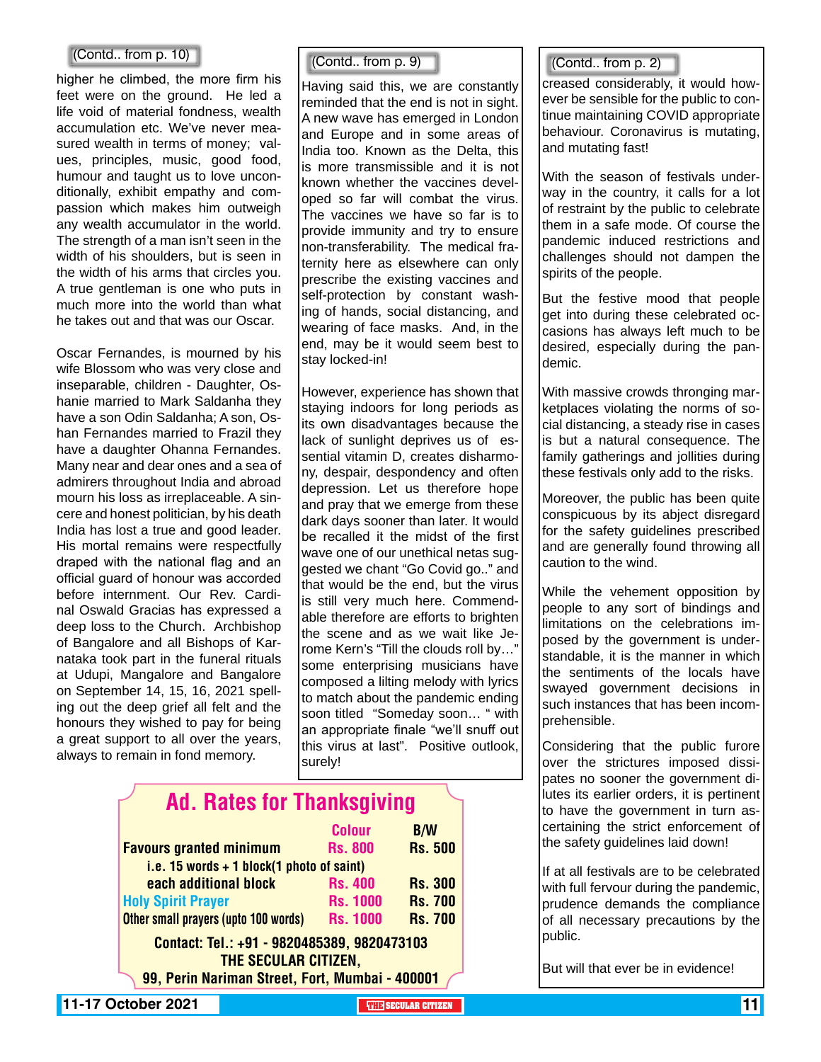(Contd.. from p. 10)

higher he climbed, the more firm his feet were on the ground. He led a life void of material fondness, wealth accumulation etc. We've never measured wealth in terms of money; values, principles, music, good food, humour and taught us to love unconditionally, exhibit empathy and compassion which makes him outweigh any wealth accumulator in the world. The strength of a man isn't seen in the width of his shoulders, but is seen in the width of his arms that circles you. A true gentleman is one who puts in much more into the world than what he takes out and that was our Oscar.

Oscar Fernandes, is mourned by his wife Blossom who was very close and inseparable, children - Daughter, Oshanie married to Mark Saldanha they have a son Odin Saldanha; A son, Oshan Fernandes married to Frazil they have a daughter Ohanna Fernandes. Many near and dear ones and a sea of admirers throughout India and abroad mourn his loss as irreplaceable. A sincere and honest politician, by his death India has lost a true and good leader. His mortal remains were respectfully draped with the national flag and an official guard of honour was accorded before internment. Our Rev. Cardinal Oswald Gracias has expressed a deep loss to the Church. Archbishop of Bangalore and all Bishops of Karnataka took part in the funeral rituals at Udupi, Mangalore and Bangalore on September 14, 15, 16, 2021 spelling out the deep grief all felt and the honours they wished to pay for being a great support to all over the years, always to remain in fond memory.

(Contd.. from p. 9)

Having said this, we are constantly reminded that the end is not in sight. A new wave has emerged in London and Europe and in some areas of India too. Known as the Delta, this is more transmissible and it is not known whether the vaccines developed so far will combat the virus. The vaccines we have so far is to provide immunity and try to ensure non-transferability. The medical fraternity here as elsewhere can only prescribe the existing vaccines and self-protection by constant washing of hands, social distancing, and wearing of face masks. And, in the end, may be it would seem best to stay locked-in!

However, experience has shown that staying indoors for long periods as its own disadvantages because the lack of sunlight deprives us of essential vitamin D, creates disharmony, despair, despondency and often depression. Let us therefore hope and pray that we emerge from these dark days sooner than later. It would be recalled it the midst of the first wave one of our unethical netas suggested we chant "Go Covid go.." and that would be the end, but the virus is still very much here. Commendable therefore are efforts to brighten the scene and as we wait like Jerome Kern's "Till the clouds roll by…" some enterprising musicians have composed a lilting melody with lyrics to match about the pandemic ending soon titled "Someday soon… " with an appropriate finale "we'll snuff out this virus at last". Positive outlook, surely!

## Ad. Rates for Thanksgiving

| | Colour | B/W |
|---|---|---|
| **Favours granted minimum** | Rs. 800 | Rs. 500 |
| i.e. 15 words + 1 block(1 photo of saint) | | |
| each additional block | Rs. 400 | Rs. 300 |
| Holy Spirit Prayer | Rs. 1000 | Rs. 700 |
| Other small prayers (upto 100 words) | Rs. 1000 | Rs. 700 |

**Contact: Tel.: +91 - 9820485389, 9820473103**
**THE SECULAR CITIZEN,**
**99, Perin Nariman Street, Fort, Mumbai - 400001**

(Contd.. from p. 2)

creased considerably, it would however be sensible for the public to continue maintaining COVID appropriate behaviour. Coronavirus is mutating, and mutating fast!

With the season of festivals underway in the country, it calls for a lot of restraint by the public to celebrate them in a safe mode. Of course the pandemic induced restrictions and challenges should not dampen the spirits of the people.

But the festive mood that people get into during these celebrated occasions has always left much to be desired, especially during the pandemic.

With massive crowds thronging marketplaces violating the norms of social distancing, a steady rise in cases is but a natural consequence. The family gatherings and jollities during these festivals only add to the risks.

Moreover, the public has been quite conspicuous by its abject disregard for the safety guidelines prescribed and are generally found throwing all caution to the wind.

While the vehement opposition by people to any sort of bindings and limitations on the celebrations imposed by the government is understandable, it is the manner in which the sentiments of the locals have swayed government decisions in such instances that has been incomprehensible.

Considering that the public furore over the strictures imposed dissipates no sooner the government dilutes its earlier orders, it is pertinent to have the government in turn ascertaining the strict enforcement of the safety guidelines laid down!

If at all festivals are to be celebrated with full fervour during the pandemic, prudence demands the compliance of all necessary precautions by the public.

But will that ever be in evidence!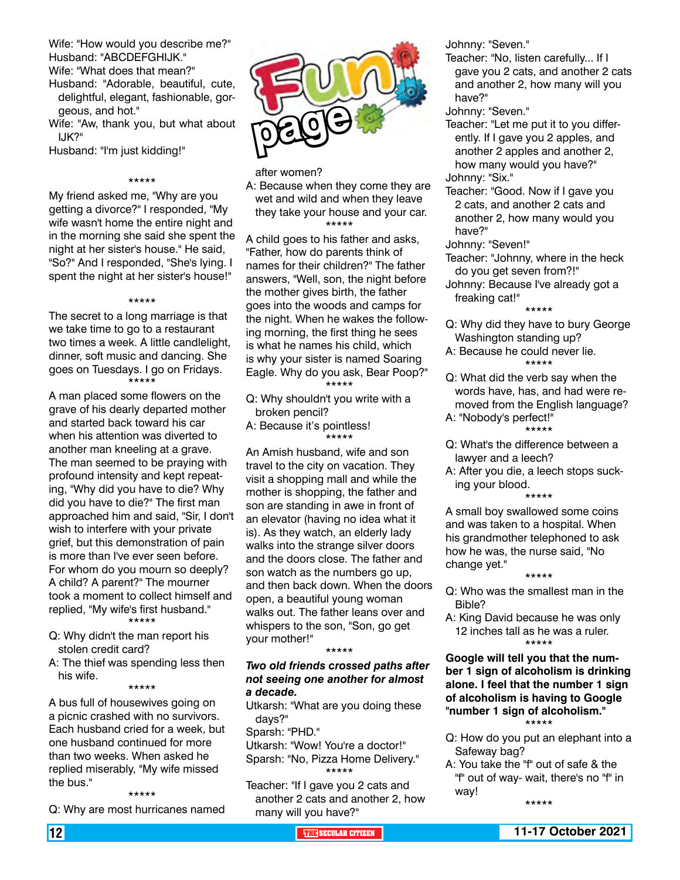# Fun page

Wife: "How would you describe me?"
Husband: "ABCDEFGHIJK."
Wife: "What does that mean?"
Husband: "Adorable, beautiful, cute, delightful, elegant, fashionable, gorgeous, and hot."
Wife: "Aw, thank you, but what about IJK?"
Husband: "I'm just kidding!"

*****

My friend asked me, "Why are you getting a divorce?" I responded, "My wife wasn't home the entire night and in the morning she said she spent the night at her sister's house." He said, "So?" And I responded, "She's lying. I spent the night at her sister's house!"

*****

The secret to a long marriage is that we take time to go to a restaurant two times a week. A little candlelight, dinner, soft music and dancing. She goes on Tuesdays. I go on Fridays.

*****

A man placed some flowers on the grave of his dearly departed mother and started back toward his car when his attention was diverted to another man kneeling at a grave. The man seemed to be praying with profound intensity and kept repeating, "Why did you have to die? Why did you have to die?" The first man approached him and said, "Sir, I don't wish to interfere with your private grief, but this demonstration of pain is more than I've ever seen before. For whom do you mourn so deeply? A child? A parent?" The mourner took a moment to collect himself and replied, "My wife's first husband."

*****

Q: Why didn't the man report his stolen credit card?
A: The thief was spending less then his wife.

*****

A bus full of housewives going on a picnic crashed with no survivors. Each husband cried for a week, but one husband continued for more than two weeks. When asked he replied miserably, "My wife missed the bus."

*****

Q: Why are most hurricanes named after women?
A: Because when they come they are wet and wild and when they leave they take your house and your car.

*****

A child goes to his father and asks, "Father, how do parents think of names for their children?" The father answers, "Well, son, the night before the mother gives birth, the father goes into the woods and camps for the night. When he wakes the following morning, the first thing he sees is what he names his child, which is why your sister is named Soaring Eagle. Why do you ask, Bear Poop?"

*****

Q: Why shouldn't you write with a broken pencil?
A: Because it's pointless!

*****

An Amish husband, wife and son travel to the city on vacation. They visit a shopping mall and while the mother is shopping, the father and son are standing in awe in front of an elevator (having no idea what it is). As they watch, an elderly lady walks into the strange silver doors and the doors close. The father and son watch as the numbers go up, and then back down. When the doors open, a beautiful young woman walks out. The father leans over and whispers to the son, "Son, go get your mother!"

*****

***Two old friends crossed paths after not seeing one another for almost a decade.***

Utkarsh: "What are you doing these days?"
Sparsh: "PHD."
Utkarsh: "Wow! You're a doctor!"
Sparsh: "No, Pizza Home Delivery."

*****

Teacher: "If I gave you 2 cats and another 2 cats and another 2, how many will you have?"
Johnny: "Seven."
Teacher: "No, listen carefully... If I gave you 2 cats, and another 2 cats and another 2, how many will you have?"
Johnny: "Seven."
Teacher: "Let me put it to you differently. If I gave you 2 apples, and another 2 apples and another 2, how many would you have?"
Johnny: "Six."
Teacher: "Good. Now if I gave you 2 cats, and another 2 cats and another 2, how many would you have?"
Johnny: "Seven!"
Teacher: "Johnny, where in the heck do you get seven from?!"
Johnny: Because I've already got a freaking cat!"

*****

Q: Why did they have to bury George Washington standing up?
A: Because he could never lie.

*****

Q: What did the verb say when the words have, has, and had were removed from the English language?
A: "Nobody's perfect!"

*****

Q: What's the difference between a lawyer and a leech?
A: After you die, a leech stops sucking your blood.

*****

A small boy swallowed some coins and was taken to a hospital. When his grandmother telephoned to ask how he was, the nurse said, "No change yet."

*****

Q: Who was the smallest man in the Bible?
A: King David because he was only 12 inches tall as he was a ruler.

*****

**Google will tell you that the number 1 sign of alcoholism is drinking alone. I feel that the number 1 sign of alcoholism is having to Google "number 1 sign of alcoholism."**

*****

Q: How do you put an elephant into a Safeway bag?
A: You take the "f" out of safe & the "f" out of way- wait, there's no "f" in way!

*****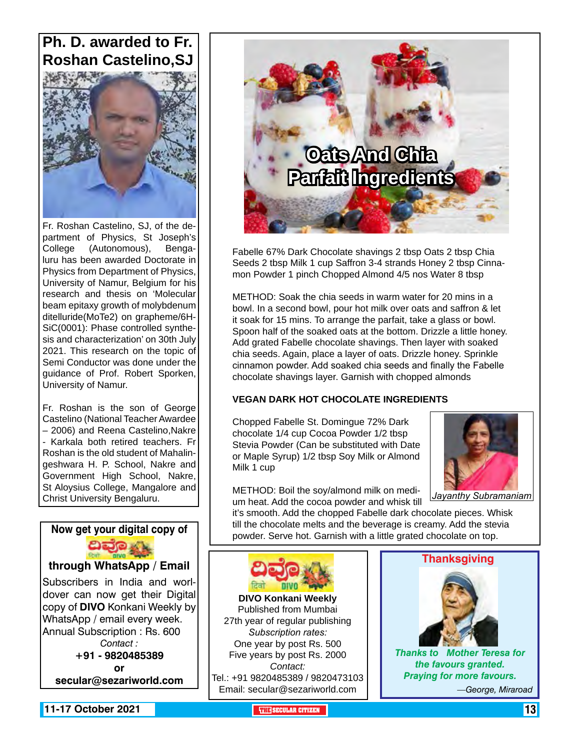## Ph. D. awarded to Fr. Roshan Castelino,SJ

Fr. Roshan Castelino, SJ, of the department of Physics, St Joseph's College (Autonomous), Bengaluru has been awarded Doctorate in Physics from Department of Physics, University of Namur, Belgium for his research and thesis on 'Molecular beam epitaxy growth of molybdenum ditelluride(MoTe2) on grapheme/6H-SiC(0001): Phase controlled synthesis and characterization' on 30th July 2021. This research on the topic of Semi Conductor was done under the guidance of Prof. Robert Sporken, University of Namur.

Fr. Roshan is the son of George Castelino (National Teacher Awardee – 2006) and Reena Castelino,Nakre - Karkala both retired teachers. Fr Roshan is the old student of Mahalingeshwara H. P. School, Nakre and Government High School, Nakre, St Aloysius College, Mangalore and Christ University Bengaluru.

## Oats And Chia Parfait Ingredients

Fabelle 67% Dark Chocolate shavings 2 tbsp Oats 2 tbsp Chia Seeds 2 tbsp Milk 1 cup Saffron 3-4 strands Honey 2 tbsp Cinnamon Powder 1 pinch Chopped Almond 4/5 nos Water 8 tbsp

METHOD: Soak the chia seeds in warm water for 20 mins in a bowl. In a second bowl, pour hot milk over oats and saffron & let it soak for 15 mins. To arrange the parfait, take a glass or bowl. Spoon half of the soaked oats at the bottom. Drizzle a little honey. Add grated Fabelle chocolate shavings. Then layer with soaked chia seeds. Again, place a layer of oats. Drizzle honey. Sprinkle cinnamon powder. Add soaked chia seeds and finally the Fabelle chocolate shavings layer. Garnish with chopped almonds

**VEGAN DARK HOT CHOCOLATE INGREDIENTS**

Chopped Fabelle St. Domingue 72% Dark chocolate 1/4 cup Cocoa Powder 1/2 tbsp Stevia Powder (Can be substituted with Date or Maple Syrup) 1/2 tbsp Soy Milk or Almond Milk 1 cup

METHOD: Boil the soy/almond milk on medium heat. Add the cocoa powder and whisk till it's smooth. Add the chopped Fabelle dark chocolate pieces. Whisk till the chocolate melts and the beverage is creamy. Add the stevia powder. Serve hot. Garnish with a little grated chocolate on top.

*Jayanthy Subramaniam*

**Now get your digital copy of DIVO through WhatsApp / Email**

Subscribers in India and worldover can now get their Digital copy of **DIVO** Konkani Weekly by WhatsApp / email every week.
Annual Subscription : Rs. 600

*Contact :*
**+91 - 9820485389**
**or**
**secular@sezariworld.com**

**DIVO Konkani Weekly**
Published from Mumbai
27th year of regular publishing
*Subscription rates:*
One year by post Rs. 500
Five years by post Rs. 2000
*Contact:*
Tel.: +91 9820485389 / 9820473103
Email: secular@sezariworld.com

**Thanksgiving**

***Thanks to Mother Teresa for the favours granted. Praying for more favours.***

*—George, Miraroad*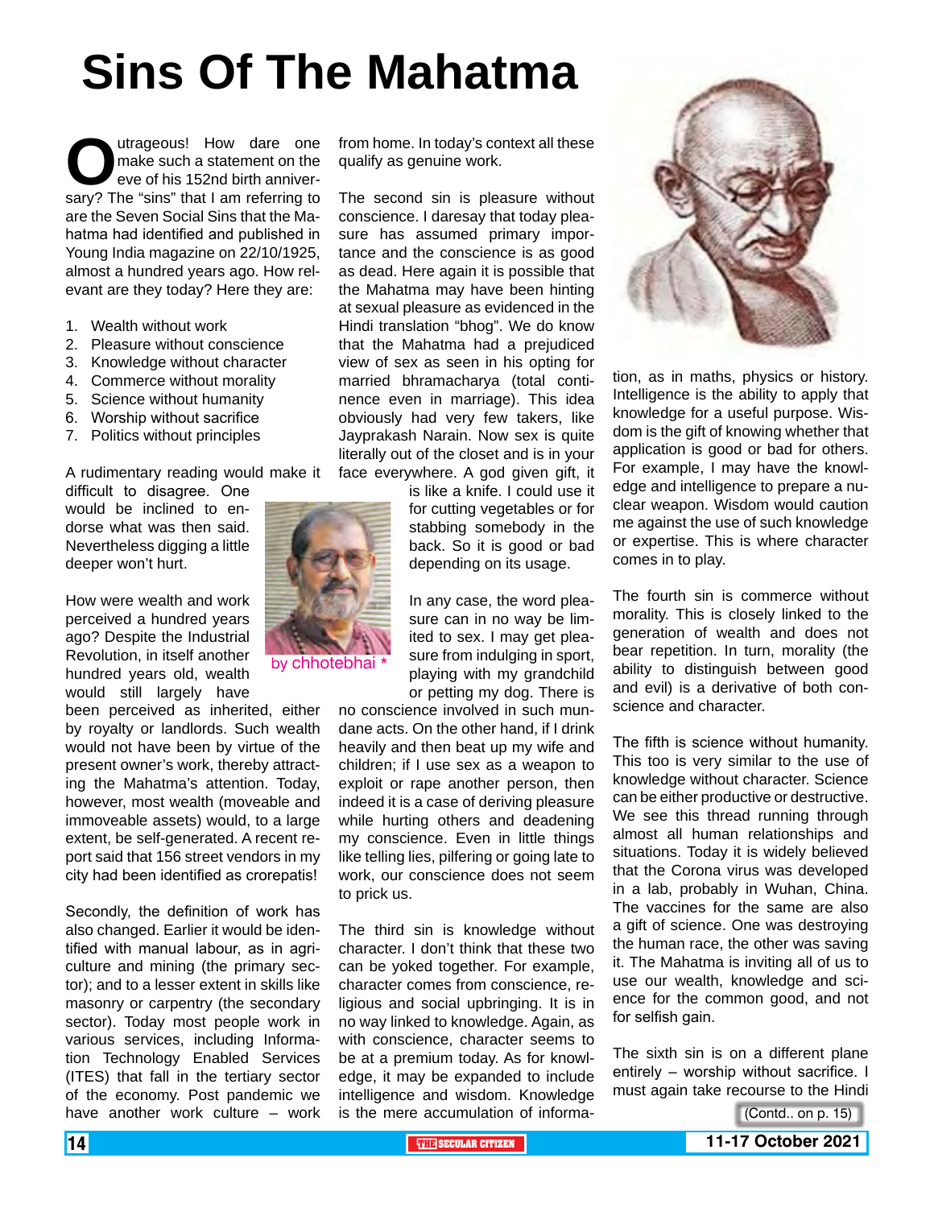# Sins Of The Mahatma

by chhotebhai *

Outrageous! How dare one make such a statement on the eve of his 152nd birth anniversary? The "sins" that I am referring to are the Seven Social Sins that the Mahatma had identified and published in Young India magazine on 22/10/1925, almost a hundred years ago. How relevant are they today? Here they are:

1. Wealth without work
2. Pleasure without conscience
3. Knowledge without character
4. Commerce without morality
5. Science without humanity
6. Worship without sacrifice
7. Politics without principles

A rudimentary reading would make it difficult to disagree. One would be inclined to endorse what was then said. Nevertheless digging a little deeper won't hurt.

How were wealth and work perceived a hundred years ago? Despite the Industrial Revolution, in itself another hundred years old, wealth would still largely have been perceived as inherited, either by royalty or landlords. Such wealth would not have been by virtue of the present owner's work, thereby attracting the Mahatma's attention. Today, however, most wealth (moveable and immoveable assets) would, to a large extent, be self-generated. A recent report said that 156 street vendors in my city had been identified as crorepatis!

Secondly, the definition of work has also changed. Earlier it would be identified with manual labour, as in agriculture and mining (the primary sector); and to a lesser extent in skills like masonry or carpentry (the secondary sector). Today most people work in various services, including Information Technology Enabled Services (ITES) that fall in the tertiary sector of the economy. Post pandemic we have another work culture – work from home. In today's context all these qualify as genuine work.

The second sin is pleasure without conscience. I daresay that today pleasure has assumed primary importance and the conscience is as good as dead. Here again it is possible that the Mahatma may have been hinting at sexual pleasure as evidenced in the Hindi translation "bhog". We do know that the Mahatma had a prejudiced view of sex as seen in his opting for married bhramacharya (total continence even in marriage). This idea obviously had very few takers, like Jayprakash Narain. Now sex is quite literally out of the closet and is in your face everywhere. A god given gift, it is like a knife. I could use it for cutting vegetables or for stabbing somebody in the back. So it is good or bad depending on its usage.

In any case, the word pleasure can in no way be limited to sex. I may get pleasure from indulging in sport, playing with my grandchild or petting my dog. There is no conscience involved in such mundane acts. On the other hand, if I drink heavily and then beat up my wife and children; if I use sex as a weapon to exploit or rape another person, then indeed it is a case of deriving pleasure while hurting others and deadening my conscience. Even in little things like telling lies, pilfering or going late to work, our conscience does not seem to prick us.

The third sin is knowledge without character. I don't think that these two can be yoked together. For example, character comes from conscience, religious and social upbringing. It is in no way linked to knowledge. Again, as with conscience, character seems to be at a premium today. As for knowledge, it may be expanded to include intelligence and wisdom. Knowledge is the mere accumulation of information, as in maths, physics or history. Intelligence is the ability to apply that knowledge for a useful purpose. Wisdom is the gift of knowing whether that application is good or bad for others. For example, I may have the knowledge and intelligence to prepare a nuclear weapon. Wisdom would caution me against the use of such knowledge or expertise. This is where character comes in to play.

The fourth sin is commerce without morality. This is closely linked to the generation of wealth and does not bear repetition. In turn, morality (the ability to distinguish between good and evil) is a derivative of both conscience and character.

The fifth is science without humanity. This too is very similar to the use of knowledge without character. Science can be either productive or destructive. We see this thread running through almost all human relationships and situations. Today it is widely believed that the Corona virus was developed in a lab, probably in Wuhan, China. The vaccines for the same are also a gift of science. One was destroying the human race, the other was saving it. The Mahatma is inviting all of us to use our wealth, knowledge and science for the common good, and not for selfish gain.

The sixth sin is on a different plane entirely – worship without sacrifice. I must again take recourse to the Hindi

(Contd.. on p. 15)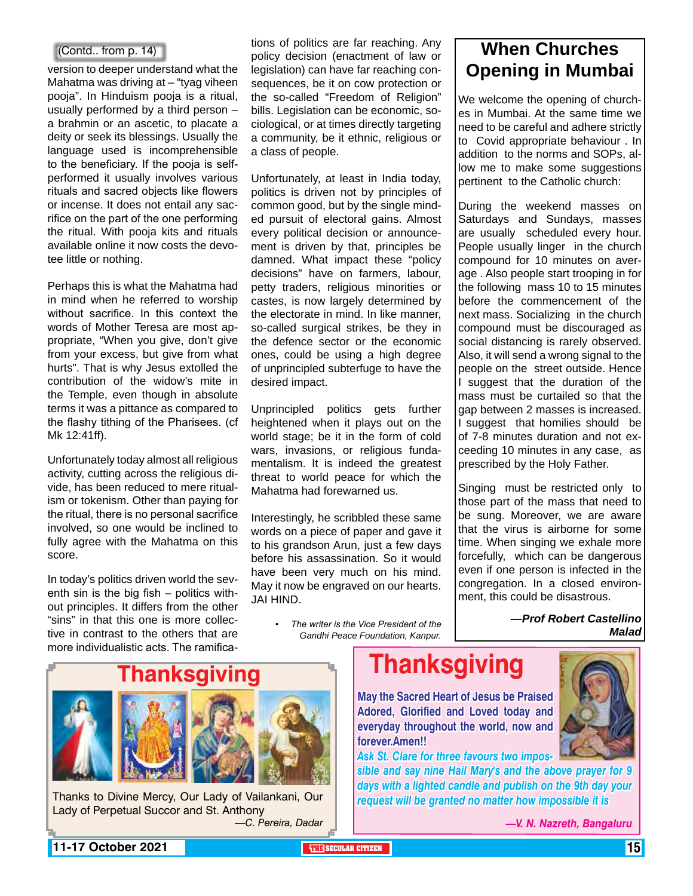(Contd.. from p. 14)

version to deeper understand what the Mahatma was driving at – "tyag viheen pooja". In Hinduism pooja is a ritual, usually performed by a third person – a brahmin or an ascetic, to placate a deity or seek its blessings. Usually the language used is incomprehensible to the beneficiary. If the pooja is self-performed it usually involves various rituals and sacred objects like flowers or incense. It does not entail any sacrifice on the part of the one performing the ritual. With pooja kits and rituals available online it now costs the devotee little or nothing.

Perhaps this is what the Mahatma had in mind when he referred to worship without sacrifice. In this context the words of Mother Teresa are most appropriate, "When you give, don't give from your excess, but give from what hurts". That is why Jesus extolled the contribution of the widow's mite in the Temple, even though in absolute terms it was a pittance as compared to the flashy tithing of the Pharisees. (cf Mk 12:41ff).

Unfortunately today almost all religious activity, cutting across the religious divide, has been reduced to mere ritualism or tokenism. Other than paying for the ritual, there is no personal sacrifice involved, so one would be inclined to fully agree with the Mahatma on this score.

In today's politics driven world the seventh sin is the big fish – politics without principles. It differs from the other "sins" in that this one is more collective in contrast to the others that are more individualistic acts. The ramifications of politics are far reaching. Any policy decision (enactment of law or legislation) can have far reaching consequences, be it on cow protection or the so-called "Freedom of Religion" bills. Legislation can be economic, sociological, or at times directly targeting a community, be it ethnic, religious or a class of people.

Unfortunately, at least in India today, politics is driven not by principles of common good, but by the single minded pursuit of electoral gains. Almost every political decision or announcement is driven by that, principles be damned. What impact these "policy decisions" have on farmers, labour, petty traders, religious minorities or castes, is now largely determined by the electorate in mind. In like manner, so-called surgical strikes, be they in the defence sector or the economic ones, could be using a high degree of unprincipled subterfuge to have the desired impact.

Unprincipled politics gets further heightened when it plays out on the world stage; be it in the form of cold wars, invasions, or religious fundamentalism. It is indeed the greatest threat to world peace for which the Mahatma had forewarned us.

Interestingly, he scribbled these same words on a piece of paper and gave it to his grandson Arun, just a few days before his assassination. So it would have been very much on his mind. May it now be engraved on our hearts. JAI HIND.

- *The writer is the Vice President of the Gandhi Peace Foundation, Kanpur.*

## When Churches Opening in Mumbai

We welcome the opening of churches in Mumbai. At the same time we need to be careful and adhere strictly to Covid appropriate behaviour . In addition to the norms and SOPs, allow me to make some suggestions pertinent to the Catholic church:

During the weekend masses on Saturdays and Sundays, masses are usually scheduled every hour. People usually linger in the church compound for 10 minutes on average . Also people start trooping in for the following mass 10 to 15 minutes before the commencement of the next mass. Socializing in the church compound must be discouraged as social distancing is rarely observed. Also, it will send a wrong signal to the people on the street outside. Hence I suggest that the duration of the mass must be curtailed so that the gap between 2 masses is increased. I suggest that homilies should be of 7-8 minutes duration and not exceeding 10 minutes in any case, as prescribed by the Holy Father.

Singing must be restricted only to those part of the mass that need to be sung. Moreover, we are aware that the virus is airborne for some time. When singing we exhale more forcefully, which can be dangerous even if one person is infected in the congregation. In a closed environment, this could be disastrous.

***—Prof Robert Castellino***
***Malad***

## Thanksgiving

Thanks to Divine Mercy, Our Lady of Vailankani, Our Lady of Perpetual Succor and St. Anthony

*—C. Pereira, Dadar*

## Thanksgiving

**May the Sacred Heart of Jesus be Praised Adored, Glorified and Loved today and everyday throughout the world, now and forever.Amen!!**

***Ask St. Clare for three favours two impossible and say nine Hail Mary's and the above prayer for 9 days with a lighted candle and publish on the 9th day your request will be granted no matter how impossible it is***

***—V. N. Nazreth, Bangaluru***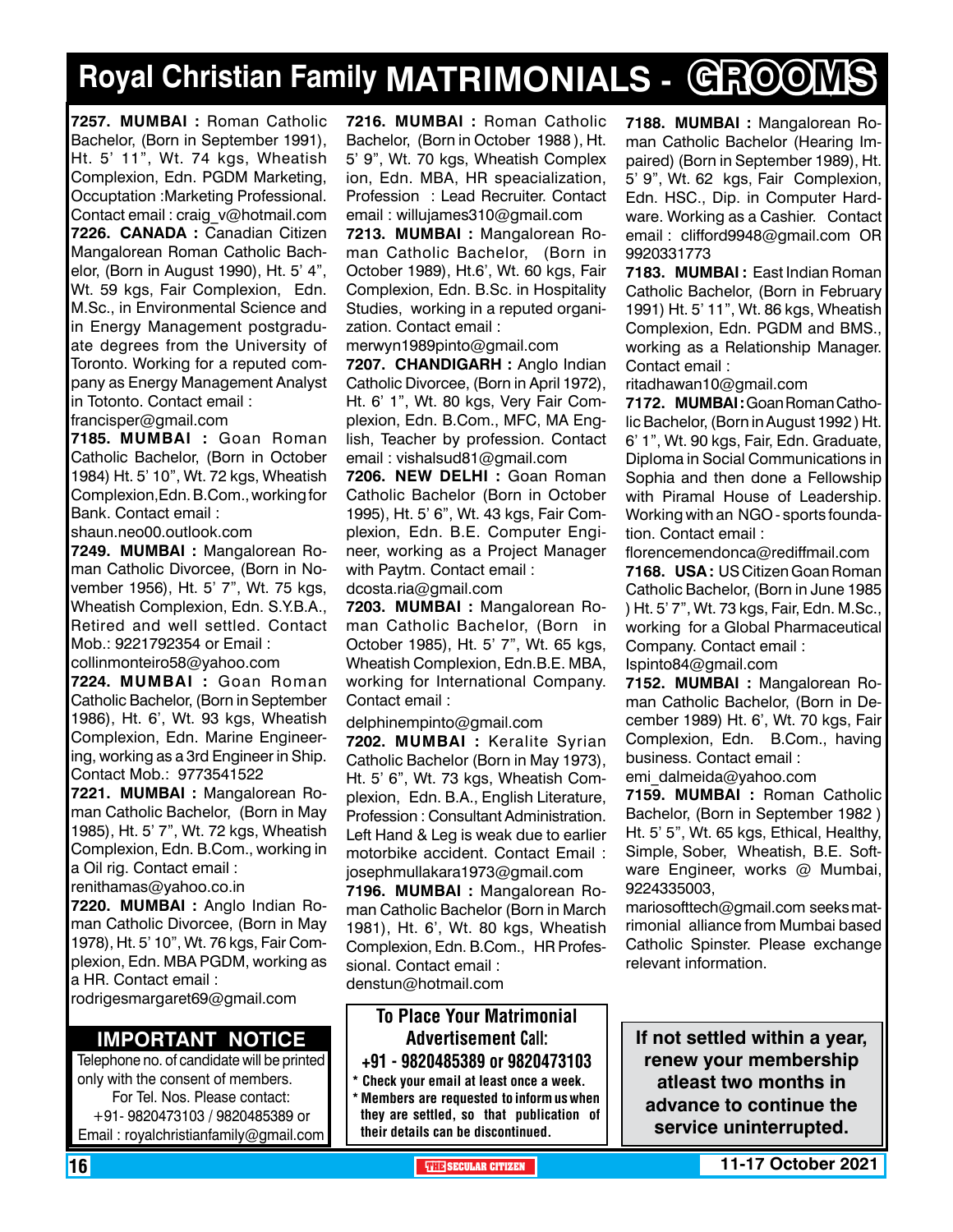# Royal Christian Family MATRIMONIALS - GROOMS

**7257. MUMBAI :** Roman Catholic Bachelor, (Born in September 1991), Ht. 5' 11", Wt. 74 kgs, Wheatish Complexion, Edn. PGDM Marketing, Occuptation :Marketing Professional. Contact email : craig_v@hotmail.com

**7226. CANADA :** Canadian Citizen Mangalorean Roman Catholic Bachelor, (Born in August 1990), Ht. 5' 4", Wt. 59 kgs, Fair Complexion, Edn. M.Sc., in Environmental Science and in Energy Management postgraduate degrees from the University of Toronto. Working for a reputed company as Energy Management Analyst in Totonto. Contact email : francisper@gmail.com

**7185. MUMBAI :** Goan Roman Catholic Bachelor, (Born in October 1984) Ht. 5' 10", Wt. 72 kgs, Wheatish Complexion,Edn. B.Com., working for Bank. Contact email : shaun.neo00.outlook.com

**7249. MUMBAI :** Mangalorean Roman Catholic Divorcee, (Born in November 1956), Ht. 5' 7", Wt. 75 kgs, Wheatish Complexion, Edn. S.Y.B.A., Retired and well settled. Contact Mob.: 9221792354 or Email : collinmonteiro58@yahoo.com

**7224. MUMBAI :** Goan Roman Catholic Bachelor, (Born in September 1986), Ht. 6', Wt. 93 kgs, Wheatish Complexion, Edn. Marine Engineering, working as a 3rd Engineer in Ship. Contact Mob.: 9773541522

**7221. MUMBAI :** Mangalorean Roman Catholic Bachelor, (Born in May 1985), Ht. 5' 7", Wt. 72 kgs, Wheatish Complexion, Edn. B.Com., working in a Oil rig. Contact email : renithamas@yahoo.co.in

**7220. MUMBAI :** Anglo Indian Roman Catholic Divorcee, (Born in May 1978), Ht. 5' 10", Wt. 76 kgs, Fair Complexion, Edn. MBA PGDM, working as a HR. Contact email : rodrigesmargaret69@gmail.com

**7216. MUMBAI :** Roman Catholic Bachelor, (Born in October 1988 ), Ht. 5' 9", Wt. 70 kgs, Wheatish Complex ion, Edn. MBA, HR speacialization, Profession : Lead Recruiter. Contact email : willujames310@gmail.com

**7213. MUMBAI :** Mangalorean Roman Catholic Bachelor, (Born in October 1989), Ht.6', Wt. 60 kgs, Fair Complexion, Edn. B.Sc. in Hospitality Studies, working in a reputed organization. Contact email : merwyn1989pinto@gmail.com

**7207. CHANDIGARH :** Anglo Indian Catholic Divorcee, (Born in April 1972), Ht. 6' 1", Wt. 80 kgs, Very Fair Complexion, Edn. B.Com., MFC, MA English, Teacher by profession. Contact email : vishalsud81@gmail.com

**7206. NEW DELHI :** Goan Roman Catholic Bachelor (Born in October 1995), Ht. 5' 6", Wt. 43 kgs, Fair Complexion, Edn. B.E. Computer Engineer, working as a Project Manager with Paytm. Contact email : dcosta.ria@gmail.com

**7203. MUMBAI :** Mangalorean Roman Catholic Bachelor, (Born in October 1985), Ht. 5' 7", Wt. 65 kgs, Wheatish Complexion, Edn.B.E. MBA, working for International Company. Contact email : delphinempinto@gmail.com

**7202. MUMBAI :** Keralite Syrian Catholic Bachelor (Born in May 1973), Ht. 5' 6", Wt. 73 kgs, Wheatish Complexion, Edn. B.A., English Literature, Profession : Consultant Administration. Left Hand & Leg is weak due to earlier motorbike accident. Contact Email : josephmullakara1973@gmail.com

**7196. MUMBAI :** Mangalorean Roman Catholic Bachelor (Born in March 1981), Ht. 6', Wt. 80 kgs, Wheatish Complexion, Edn. B.Com., HR Professional. Contact email : denstun@hotmail.com

**7188. MUMBAI :** Mangalorean Roman Catholic Bachelor (Hearing Impaired) (Born in September 1989), Ht. 5' 9", Wt. 62 kgs, Fair Complexion, Edn. HSC., Dip. in Computer Hardware. Working as a Cashier. Contact email : clifford9948@gmail.com OR 9920331773

**7183. MUMBAI :** East Indian Roman Catholic Bachelor, (Born in February 1991) Ht. 5' 11", Wt. 86 kgs, Wheatish Complexion, Edn. PGDM and BMS., working as a Relationship Manager. Contact email : ritadhawan10@gmail.com

**7172. MUMBAI :** Goan Roman Catholic Bachelor, (Born in August 1992 ) Ht. 6' 1", Wt. 90 kgs, Fair, Edn. Graduate, Diploma in Social Communications in Sophia and then done a Fellowship with Piramal House of Leadership. Working with an NGO - sports foundation. Contact email : florencemendonca@rediffmail.com

**7168. USA :** US Citizen Goan Roman Catholic Bachelor, (Born in June 1985 ) Ht. 5' 7", Wt. 73 kgs, Fair, Edn. M.Sc., working for a Global Pharmaceutical Company. Contact email : lspinto84@gmail.com

**7152. MUMBAI :** Mangalorean Roman Catholic Bachelor, (Born in December 1989) Ht. 6', Wt. 70 kgs, Fair Complexion, Edn. B.Com., having business. Contact email : emi_dalmeida@yahoo.com

**7159. MUMBAI :** Roman Catholic Bachelor, (Born in September 1982 ) Ht. 5' 5", Wt. 65 kgs, Ethical, Healthy, Simple, Sober, Wheatish, B.E. Software Engineer, works @ Mumbai, 9224335003, mariosofttech@gmail.com seeks matrimonial alliance from Mumbai based Catholic Spinster. Please exchange relevant information.

## IMPORTANT NOTICE

Telephone no. of candidate will be printed only with the consent of members. For Tel. Nos. Please contact: +91- 9820473103 / 9820485389 or Email : royalchristianfamily@gmail.com

**To Place Your Matrimonial Advertisement Call: +91 - 9820485389 or 9820473103**

* Check your email at least once a week.
* Members are requested to inform us when they are settled, so that publication of their details can be discontinued.

**If not settled within a year, renew your membership atleast two months in advance to continue the service uninterrupted.**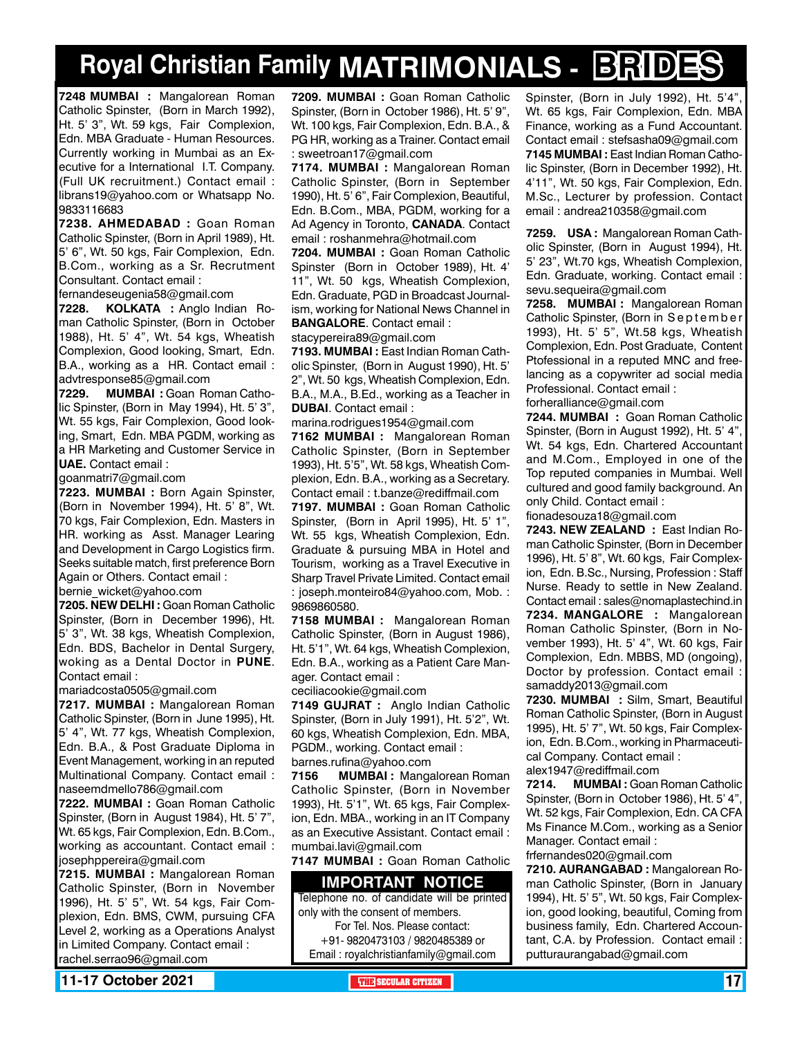# Royal Christian Family MATRIMONIALS - BRIDES

**7248 MUMBAI :** Mangalorean Roman Catholic Spinster, (Born in March 1992), Ht. 5' 3", Wt. 59 kgs, Fair Complexion, Edn. MBA Graduate - Human Resources. Currently working in Mumbai as an Executive for a International I.T. Company. (Full UK recruitment.) Contact email : librans19@yahoo.com or Whatsapp No. 9833116683

**7238. AHMEDABAD :** Goan Roman Catholic Spinster, (Born in April 1989), Ht. 5' 6", Wt. 50 kgs, Fair Complexion, Edn. B.Com., working as a Sr. Recrutment Consultant. Contact email : fernandeseugenia58@gmail.com

**7228. KOLKATA :** Anglo Indian Roman Catholic Spinster, (Born in October 1988), Ht. 5' 4", Wt. 54 kgs, Wheatish Complexion, Good looking, Smart, Edn. B.A., working as a HR. Contact email : advtresponse85@gmail.com

**7229. MUMBAI :** Goan Roman Catholic Spinster, (Born in May 1994), Ht. 5' 3", Wt. 55 kgs, Fair Complexion, Good looking, Smart, Edn. MBA PGDM, working as a HR Marketing and Customer Service in **UAE.** Contact email : goanmatri7@gmail.com

**7223. MUMBAI :** Born Again Spinster, (Born in November 1994), Ht. 5' 8", Wt. 70 kgs, Fair Complexion, Edn. Masters in HR. working as Asst. Manager Learing and Development in Cargo Logistics firm. Seeks suitable match, first preference Born Again or Others. Contact email : bernie_wicket@yahoo.com

**7205. NEW DELHI :** Goan Roman Catholic Spinster, (Born in December 1996), Ht. 5' 3", Wt. 38 kgs, Wheatish Complexion, Edn. BDS, Bachelor in Dental Surgery, woking as a Dental Doctor in **PUNE**. Contact email : mariadcosta0505@gmail.com

**7217. MUMBAI :** Mangalorean Roman Catholic Spinster, (Born in June 1995), Ht. 5' 4", Wt. 77 kgs, Wheatish Complexion, Edn. B.A., & Post Graduate Diploma in Event Management, working in an reputed Multinational Company. Contact email : naseemdmello786@gmail.com

**7222. MUMBAI :** Goan Roman Catholic Spinster, (Born in August 1984), Ht. 5' 7", Wt. 65 kgs, Fair Complexion, Edn. B.Com., working as accountant. Contact email : josephppereira@gmail.com

**7215. MUMBAI :** Mangalorean Roman Catholic Spinster, (Born in November 1996), Ht. 5' 5", Wt. 54 kgs, Fair Complexion, Edn. BMS, CWM, pursuing CFA Level 2, working as a Operations Analyst in Limited Company. Contact email : rachel.serrao96@gmail.com

**7209. MUMBAI :** Goan Roman Catholic Spinster, (Born in October 1986), Ht. 5' 9", Wt. 100 kgs, Fair Complexion, Edn. B.A., & PG HR, working as a Trainer. Contact email : sweetroan17@gmail.com

**7174. MUMBAI :** Mangalorean Roman Catholic Spinster, (Born in September 1990), Ht. 5' 6", Fair Complexion, Beautiful, Edn. B.Com., MBA, PGDM, working for a Ad Agency in Toronto, **CANADA**. Contact email : roshanmehra@hotmail.com

**7204. MUMBAI :** Goan Roman Catholic Spinster (Born in October 1989), Ht. 4' 11", Wt. 50 kgs, Wheatish Complexion, Edn. Graduate, PGD in Broadcast Journalism, working for National News Channel in **BANGALORE**. Contact email : stacypereira89@gmail.com

**7193. MUMBAI :** East Indian Roman Catholic Spinster, (Born in August 1990), Ht. 5' 2", Wt. 50 kgs, Wheatish Complexion, Edn. B.A., M.A., B.Ed., working as a Teacher in **DUBAI**. Contact email : marina.rodrigues1954@gmail.com

**7162 MUMBAI :** Mangalorean Roman Catholic Spinster, (Born in September 1993), Ht. 5'5", Wt. 58 kgs, Wheatish Complexion, Edn. B.A., working as a Secretary. Contact email : t.banze@rediffmail.com

**7197. MUMBAI :** Goan Roman Catholic Spinster, (Born in April 1995), Ht. 5' 1", Wt. 55 kgs, Wheatish Complexion, Edn. Graduate & pursuing MBA in Hotel and Tourism, working as a Travel Executive in Sharp Travel Private Limited. Contact email : joseph.monteiro84@yahoo.com, Mob. : 9869860580.

**7158 MUMBAI :** Mangalorean Roman Catholic Spinster, (Born in August 1986), Ht. 5'1", Wt. 64 kgs, Wheatish Complexion, Edn. B.A., working as a Patient Care Manager. Contact email : ceciliacookie@gmail.com

**7149 GUJRAT :** Anglo Indian Catholic Spinster, (Born in July 1991), Ht. 5'2", Wt. 60 kgs, Wheatish Complexion, Edn. MBA, PGDM., working. Contact email : barnes.rufina@yahoo.com

**7156 MUMBAI :** Mangalorean Roman Catholic Spinster, (Born in November 1993), Ht. 5'1", Wt. 65 kgs, Fair Complexion, Edn. MBA., working in an IT Company as an Executive Assistant. Contact email : mumbai.lavi@gmail.com

**7147 MUMBAI :** Goan Roman Catholic Spinster, (Born in July 1992), Ht. 5'4", Wt. 65 kgs, Fair Complexion, Edn. MBA Finance, working as a Fund Accountant. Contact email : stefsasha09@gmail.com

**IMPORTANT NOTICE**

Telephone no. of candidate will be printed only with the consent of members.
For Tel. Nos. Please contact:
+91- 9820473103 / 9820485389 or
Email : royalchristianfamily@gmail.com

**7145 MUMBAI :** East Indian Roman Catholic Spinster, (Born in December 1992), Ht. 4'11", Wt. 50 kgs, Fair Complexion, Edn. M.Sc., Lecturer by profession. Contact email : andrea210358@gmail.com

**7259. USA :** Mangalorean Roman Catholic Spinster, (Born in August 1994), Ht. 5' 23", Wt.70 kgs, Wheatish Complexion, Edn. Graduate, working. Contact email : sevu.sequeira@gmail.com

**7258. MUMBAI :** Mangalorean Roman Catholic Spinster, (Born in September 1993), Ht. 5' 5", Wt.58 kgs, Wheatish Complexion, Edn. Post Graduate, Content Ptofessional in a reputed MNC and freelancing as a copywriter ad social media Professional. Contact email : forheralliance@gmail.com

**7244. MUMBAI :** Goan Roman Catholic Spinster, (Born in August 1992), Ht. 5' 4", Wt. 54 kgs, Edn. Chartered Accountant and M.Com., Employed in one of the Top reputed companies in Mumbai. Well cultured and good family background. An only Child. Contact email : fionadesouza18@gmail.com

**7243. NEW ZEALAND :** East Indian Roman Catholic Spinster, (Born in December 1996), Ht. 5' 8", Wt. 60 kgs, Fair Complexion, Edn. B.Sc., Nursing, Profession : Staff Nurse. Ready to settle in New Zealand. Contact email : sales@nomaplastechind.in

**7234. MANGALORE :** Mangalorean Roman Catholic Spinster, (Born in November 1993), Ht. 5' 4", Wt. 60 kgs, Fair Complexion, Edn. MBBS, MD (ongoing), Doctor by profession. Contact email : samaddy2013@gmail.com

**7230. MUMBAI :** Silm, Smart, Beautiful Roman Catholic Spinster, (Born in August 1995), Ht. 5' 7", Wt. 50 kgs, Fair Complexion, Edn. B.Com., working in Pharmaceutical Company. Contact email : alex1947@rediffmail.com

**7214. MUMBAI :** Goan Roman Catholic Spinster, (Born in October 1986), Ht. 5' 4", Wt. 52 kgs, Fair Complexion, Edn. CA CFA Ms Finance M.Com., working as a Senior Manager. Contact email : frfernandes020@gmail.com

**7210. AURANGABAD :** Mangalorean Roman Catholic Spinster, (Born in January 1994), Ht. 5' 5", Wt. 50 kgs, Fair Complexion, good looking, beautiful, Coming from business family, Edn. Chartered Accountant, C.A. by Profession. Contact email : putturaurangabad@gmail.com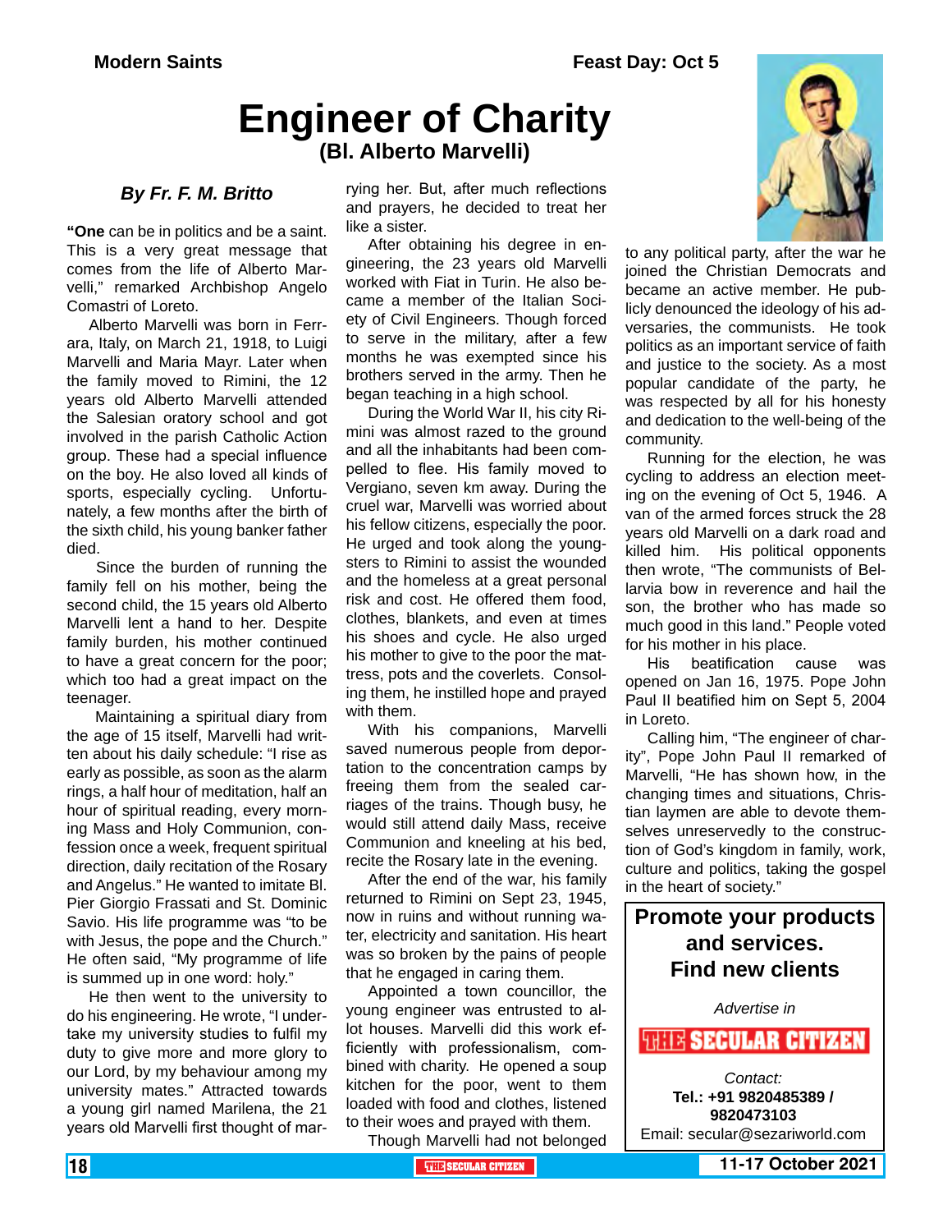Modern Saints

Feast Day: Oct 5

# Engineer of Charity

## (Bl. Alberto Marvelli)

***By Fr. F. M. Britto***

**"One** can be in politics and be a saint. This is a very great message that comes from the life of Alberto Marvelli," remarked Archbishop Angelo Comastri of Loreto.

Alberto Marvelli was born in Ferrara, Italy, on March 21, 1918, to Luigi Marvelli and Maria Mayr. Later when the family moved to Rimini, the 12 years old Alberto Marvelli attended the Salesian oratory school and got involved in the parish Catholic Action group. These had a special influence on the boy. He also loved all kinds of sports, especially cycling. Unfortunately, a few months after the birth of the sixth child, his young banker father died.

Since the burden of running the family fell on his mother, being the second child, the 15 years old Alberto Marvelli lent a hand to her. Despite family burden, his mother continued to have a great concern for the poor; which too had a great impact on the teenager.

Maintaining a spiritual diary from the age of 15 itself, Marvelli had written about his daily schedule: "I rise as early as possible, as soon as the alarm rings, a half hour of meditation, half an hour of spiritual reading, every morning Mass and Holy Communion, confession once a week, frequent spiritual direction, daily recitation of the Rosary and Angelus." He wanted to imitate Bl. Pier Giorgio Frassati and St. Dominic Savio. His life programme was "to be with Jesus, the pope and the Church." He often said, "My programme of life is summed up in one word: holy."

He then went to the university to do his engineering. He wrote, "I undertake my university studies to fulfil my duty to give more and more glory to our Lord, by my behaviour among my university mates." Attracted towards a young girl named Marilena, the 21 years old Marvelli first thought of marrying her. But, after much reflections and prayers, he decided to treat her like a sister.

After obtaining his degree in engineering, the 23 years old Marvelli worked with Fiat in Turin. He also became a member of the Italian Society of Civil Engineers. Though forced to serve in the military, after a few months he was exempted since his brothers served in the army. Then he began teaching in a high school.

During the World War II, his city Rimini was almost razed to the ground and all the inhabitants had been compelled to flee. His family moved to Vergiano, seven km away. During the cruel war, Marvelli was worried about his fellow citizens, especially the poor. He urged and took along the youngsters to Rimini to assist the wounded and the homeless at a great personal risk and cost. He offered them food, clothes, blankets, and even at times his shoes and cycle. He also urged his mother to give to the poor the mattress, pots and the coverlets. Consoling them, he instilled hope and prayed with them.

With his companions, Marvelli saved numerous people from deportation to the concentration camps by freeing them from the sealed carriages of the trains. Though busy, he would still attend daily Mass, receive Communion and kneeling at his bed, recite the Rosary late in the evening.

After the end of the war, his family returned to Rimini on Sept 23, 1945, now in ruins and without running water, electricity and sanitation. His heart was so broken by the pains of people that he engaged in caring them.

Appointed a town councillor, the young engineer was entrusted to allot houses. Marvelli did this work efficiently with professionalism, combined with charity. He opened a soup kitchen for the poor, went to them loaded with food and clothes, listened to their woes and prayed with them.

Though Marvelli had not belonged to any political party, after the war he joined the Christian Democrats and became an active member. He publicly denounced the ideology of his adversaries, the communists. He took politics as an important service of faith and justice to the society. As a most popular candidate of the party, he was respected by all for his honesty and dedication to the well-being of the community.

Running for the election, he was cycling to address an election meeting on the evening of Oct 5, 1946. A van of the armed forces struck the 28 years old Marvelli on a dark road and killed him. His political opponents then wrote, "The communists of Bellarvia bow in reverence and hail the son, the brother who has made so much good in this land." People voted for his mother in his place.

His beatification cause was opened on Jan 16, 1975. Pope John Paul II beatified him on Sept 5, 2004 in Loreto.

Calling him, "The engineer of charity", Pope John Paul II remarked of Marvelli, "He has shown how, in the changing times and situations, Christian laymen are able to devote themselves unreservedly to the construction of God's kingdom in family, work, culture and politics, taking the gospel in the heart of society."

**Promote your products and services. Find new clients**

*Advertise in*

**THE SECULAR CITIZEN**

*Contact:*

**Tel.: +91 9820485389 / 9820473103**

Email: secular@sezariworld.com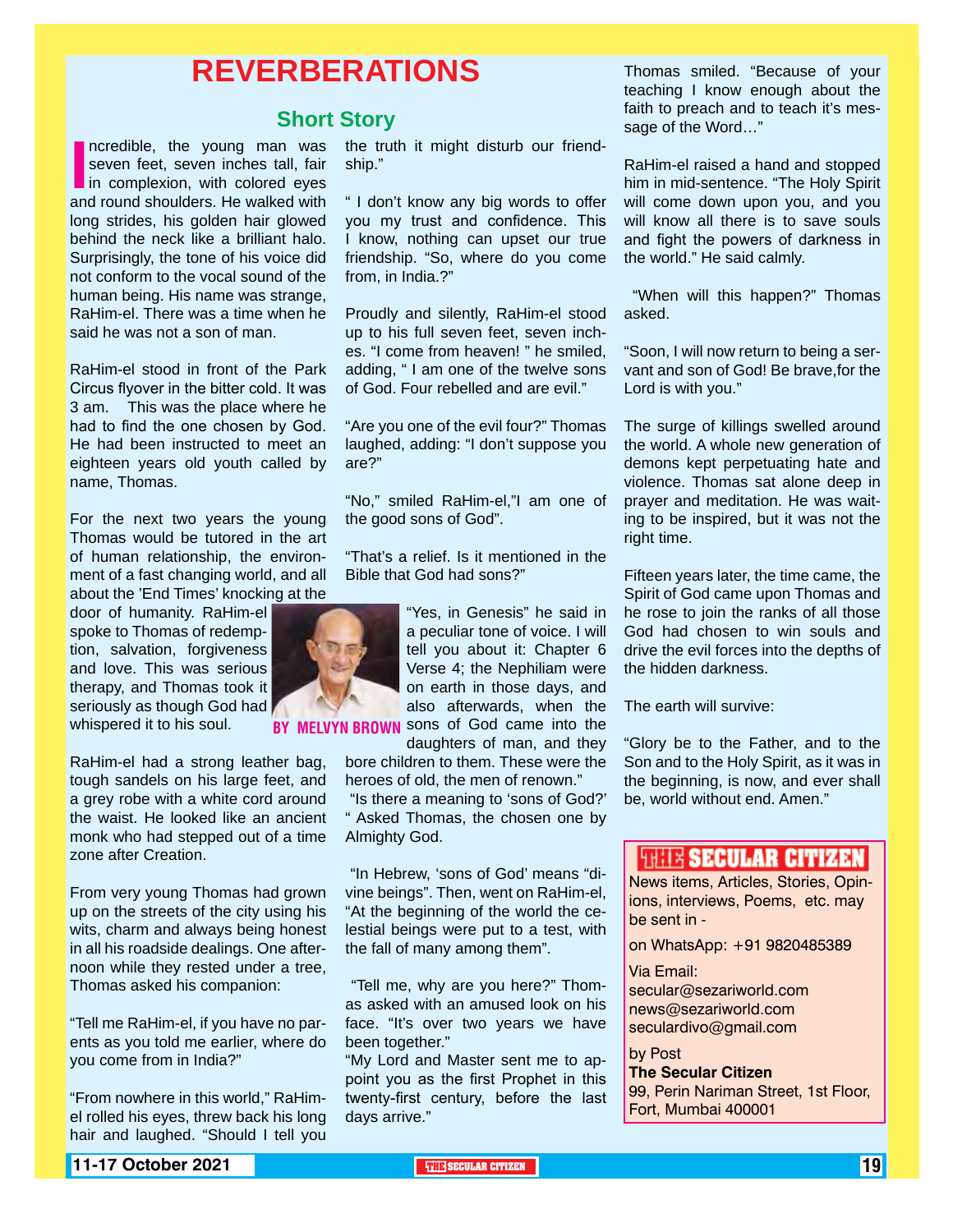# REVERBERATIONS

## Short Story

Incredible, the young man was seven feet, seven inches tall, fair in complexion, with colored eyes and round shoulders. He walked with long strides, his golden hair glowed behind the neck like a brilliant halo. Surprisingly, the tone of his voice did not conform to the vocal sound of the human being. His name was strange, RaHim-el. There was a time when he said he was not a son of man.

RaHim-el stood in front of the Park Circus flyover in the bitter cold. It was 3 am. This was the place where he had to find the one chosen by God. He had been instructed to meet an eighteen years old youth called by name, Thomas.

For the next two years the young Thomas would be tutored in the art of human relationship, the environment of a fast changing world, and all about the 'End Times' knocking at the door of humanity. RaHim-el spoke to Thomas of redemption, salvation, forgiveness and love. This was serious therapy, and Thomas took it seriously as though God had whispered it to his soul.

**BY MELVYN BROWN**

RaHim-el had a strong leather bag, tough sandels on his large feet, and a grey robe with a white cord around the waist. He looked like an ancient monk who had stepped out of a time zone after Creation.

From very young Thomas had grown up on the streets of the city using his wits, charm and always being honest in all his roadside dealings. One afternoon while they rested under a tree, Thomas asked his companion:

"Tell me RaHim-el, if you have no parents as you told me earlier, where do you come from in India?"

"From nowhere in this world," RaHim-el rolled his eyes, threw back his long hair and laughed. "Should I tell you the truth it might disturb our friendship."

" I don't know any big words to offer you my trust and confidence. This I know, nothing can upset our true friendship. "So, where do you come from, in India.?"

Proudly and silently, RaHim-el stood up to his full seven feet, seven inches. "I come from heaven! " he smiled, adding, " I am one of the twelve sons of God. Four rebelled and are evil."

"Are you one of the evil four?" Thomas laughed, adding: "I don't suppose you are?"

"No," smiled RaHim-el,"I am one of the good sons of God".

"That's a relief. Is it mentioned in the Bible that God had sons?"

"Yes, in Genesis" he said in a peculiar tone of voice. I will tell you about it: Chapter 6 Verse 4; the Nephiliam were on earth in those days, and also afterwards, when the sons of God came into the daughters of man, and they bore children to them. These were the heroes of old, the men of renown."

"Is there a meaning to 'sons of God?' " Asked Thomas, the chosen one by Almighty God.

"In Hebrew, 'sons of God' means "divine beings". Then, went on RaHim-el, "At the beginning of the world the celestial beings were put to a test, with the fall of many among them".

"Tell me, why are you here?" Thomas asked with an amused look on his face. "It's over two years we have been together."

"My Lord and Master sent me to appoint you as the first Prophet in this twenty-first century, before the last days arrive."

Thomas smiled. "Because of your teaching I know enough about the faith to preach and to teach it's message of the Word…"

RaHim-el raised a hand and stopped him in mid-sentence. "The Holy Spirit will come down upon you, and you will know all there is to save souls and fight the powers of darkness in the world." He said calmly.

"When will this happen?" Thomas asked.

"Soon, I will now return to being a servant and son of God! Be brave,for the Lord is with you."

The surge of killings swelled around the world. A whole new generation of demons kept perpetuating hate and violence. Thomas sat alone deep in prayer and meditation. He was waiting to be inspired, but it was not the right time.

Fifteen years later, the time came, the Spirit of God came upon Thomas and he rose to join the ranks of all those God had chosen to win souls and drive the evil forces into the depths of the hidden darkness.

The earth will survive:

"Glory be to the Father, and to the Son and to the Holy Spirit, as it was in the beginning, is now, and ever shall be, world without end. Amen."

---

**THE SECULAR CITIZEN**

News items, Articles, Stories, Opinions, interviews, Poems, etc. may be sent in -

on WhatsApp: +91 9820485389

Via Email:
secular@sezariworld.com
news@sezariworld.com
seculardivo@gmail.com

by Post
**The Secular Citizen**
99, Perin Nariman Street, 1st Floor,
Fort, Mumbai 400001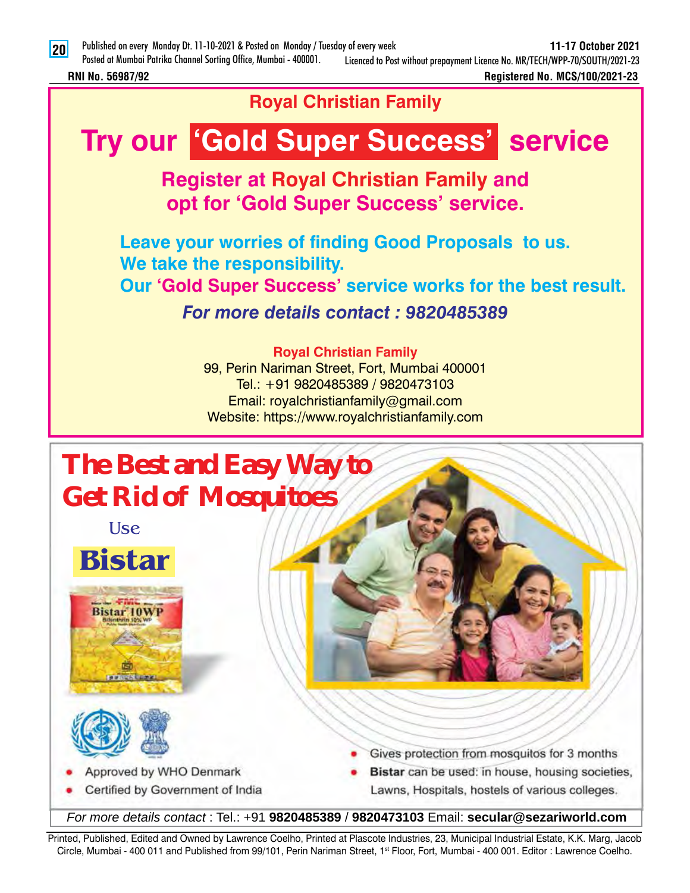Published on every Monday Dt. 11-10-2021 & Posted on Monday / Tuesday of every week
Posted at Mumbai Patrika Channel Sorting Office, Mumbai - 400001.

11-17 October 2021
Licenced to Post without prepayment Licence No. MR/TECH/WPP-70/SOUTH/2021-23

RNI No. 56987/92

Registered No. MCS/100/2021-23

## Royal Christian Family

# Try our 'Gold Super Success' service

**Register at Royal Christian Family and opt for 'Gold Super Success' service.**

**Leave your worries of finding Good Proposals to us.**
**We take the responsibility.**
**Our 'Gold Super Success' service works for the best result.**

***For more details contact : 9820485389***

**Royal Christian Family**
99, Perin Nariman Street, Fort, Mumbai 400001
Tel.: +91 9820485389 / 9820473103
Email: royalchristianfamily@gmail.com
Website: https://www.royalchristianfamily.com

# The Best and Easy Way to Get Rid of Mosquitoes

Use

## Bistar

- Approved by WHO Denmark
- Certified by Government of India
- Gives protection from mosquitos for 3 months
- **Bistar** can be used: in house, housing societies, Lawns, Hospitals, hostels of various colleges.

*For more details contact* : Tel.: +91 **9820485389** / **9820473103** Email: **secular@sezariworld.com**

Printed, Published, Edited and Owned by Lawrence Coelho, Printed at Plascote Industries, 23, Municipal Industrial Estate, K.K. Marg, Jacob Circle, Mumbai - 400 011 and Published from 99/101, Perin Nariman Street, 1st Floor, Fort, Mumbai - 400 001. Editor : Lawrence Coelho.